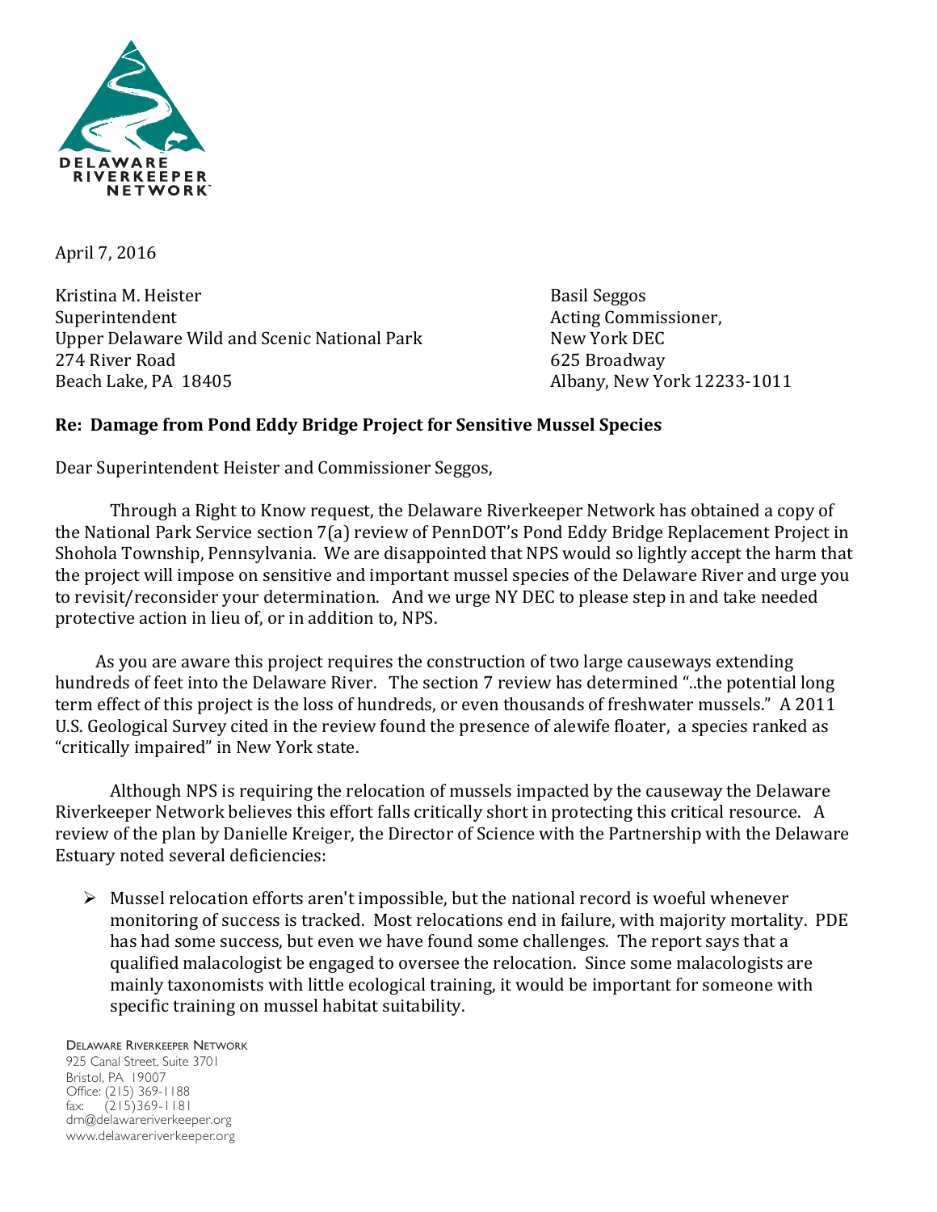DELAWARE RIVERKEEPER NETWORK

April 7, 2016

Kristina M. Heister
Superintendent
Upper Delaware Wild and Scenic National Park
274 River Road
Beach Lake, PA 18405

Basil Seggos
Acting Commissioner,
New York DEC
625 Broadway
Albany, New York 12233-1011

**Re: Damage from Pond Eddy Bridge Project for Sensitive Mussel Species**

Dear Superintendent Heister and Commissioner Seggos,

Through a Right to Know request, the Delaware Riverkeeper Network has obtained a copy of the National Park Service section 7(a) review of PennDOT's Pond Eddy Bridge Replacement Project in Shohola Township, Pennsylvania. We are disappointed that NPS would so lightly accept the harm that the project will impose on sensitive and important mussel species of the Delaware River and urge you to revisit/reconsider your determination. And we urge NY DEC to please step in and take needed protective action in lieu of, or in addition to, NPS.

As you are aware this project requires the construction of two large causeways extending hundreds of feet into the Delaware River. The section 7 review has determined "..the potential long term effect of this project is the loss of hundreds, or even thousands of freshwater mussels." A 2011 U.S. Geological Survey cited in the review found the presence of alewife floater, a species ranked as "critically impaired" in New York state.

Although NPS is requiring the relocation of mussels impacted by the causeway the Delaware Riverkeeper Network believes this effort falls critically short in protecting this critical resource. A review of the plan by Danielle Kreiger, the Director of Science with the Partnership with the Delaware Estuary noted several deficiencies:

- Mussel relocation efforts aren't impossible, but the national record is woeful whenever monitoring of success is tracked. Most relocations end in failure, with majority mortality. PDE has had some success, but even we have found some challenges. The report says that a qualified malacologist be engaged to oversee the relocation. Since some malacologists are mainly taxonomists with little ecological training, it would be important for someone with specific training on mussel habitat suitability.

DELAWARE RIVERKEEPER NETWORK
925 Canal Street, Suite 3701
Bristol, PA 19007
Office: (215) 369-1188
fax: (215)369-1181
dm@delawareriverkeeper.org
www.delawareriverkeeper.org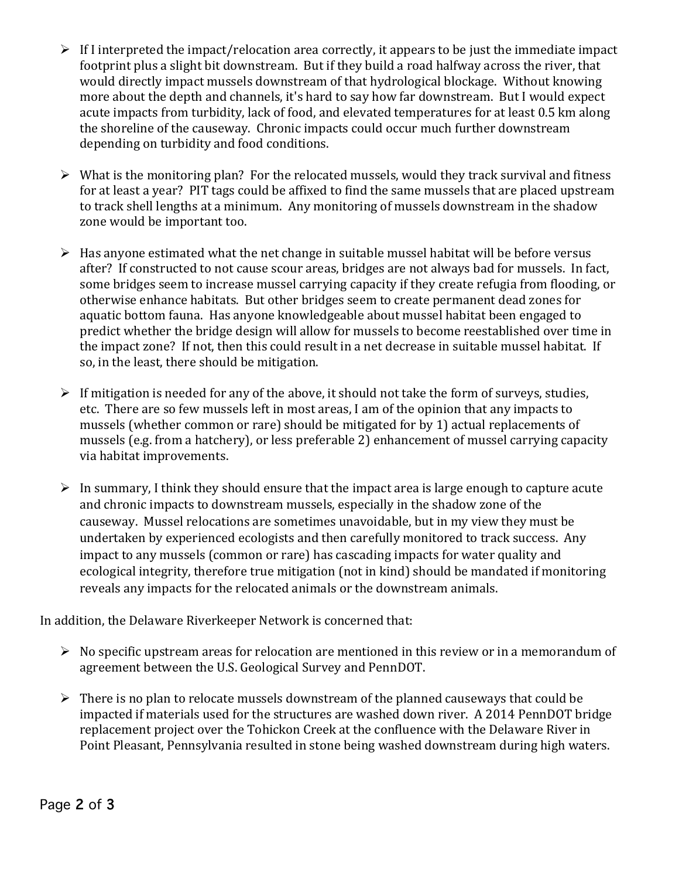- If I interpreted the impact/relocation area correctly, it appears to be just the immediate impact footprint plus a slight bit downstream. But if they build a road halfway across the river, that would directly impact mussels downstream of that hydrological blockage. Without knowing more about the depth and channels, it's hard to say how far downstream. But I would expect acute impacts from turbidity, lack of food, and elevated temperatures for at least 0.5 km along the shoreline of the causeway. Chronic impacts could occur much further downstream depending on turbidity and food conditions.

- What is the monitoring plan? For the relocated mussels, would they track survival and fitness for at least a year? PIT tags could be affixed to find the same mussels that are placed upstream to track shell lengths at a minimum. Any monitoring of mussels downstream in the shadow zone would be important too.

- Has anyone estimated what the net change in suitable mussel habitat will be before versus after? If constructed to not cause scour areas, bridges are not always bad for mussels. In fact, some bridges seem to increase mussel carrying capacity if they create refugia from flooding, or otherwise enhance habitats. But other bridges seem to create permanent dead zones for aquatic bottom fauna. Has anyone knowledgeable about mussel habitat been engaged to predict whether the bridge design will allow for mussels to become reestablished over time in the impact zone? If not, then this could result in a net decrease in suitable mussel habitat. If so, in the least, there should be mitigation.

- If mitigation is needed for any of the above, it should not take the form of surveys, studies, etc. There are so few mussels left in most areas, I am of the opinion that any impacts to mussels (whether common or rare) should be mitigated for by 1) actual replacements of mussels (e.g. from a hatchery), or less preferable 2) enhancement of mussel carrying capacity via habitat improvements.

- In summary, I think they should ensure that the impact area is large enough to capture acute and chronic impacts to downstream mussels, especially in the shadow zone of the causeway. Mussel relocations are sometimes unavoidable, but in my view they must be undertaken by experienced ecologists and then carefully monitored to track success. Any impact to any mussels (common or rare) has cascading impacts for water quality and ecological integrity, therefore true mitigation (not in kind) should be mandated if monitoring reveals any impacts for the relocated animals or the downstream animals.

In addition, the Delaware Riverkeeper Network is concerned that:

- No specific upstream areas for relocation are mentioned in this review or in a memorandum of agreement between the U.S. Geological Survey and PennDOT.

- There is no plan to relocate mussels downstream of the planned causeways that could be impacted if materials used for the structures are washed down river. A 2014 PennDOT bridge replacement project over the Tohickon Creek at the confluence with the Delaware River in Point Pleasant, Pennsylvania resulted in stone being washed downstream during high waters.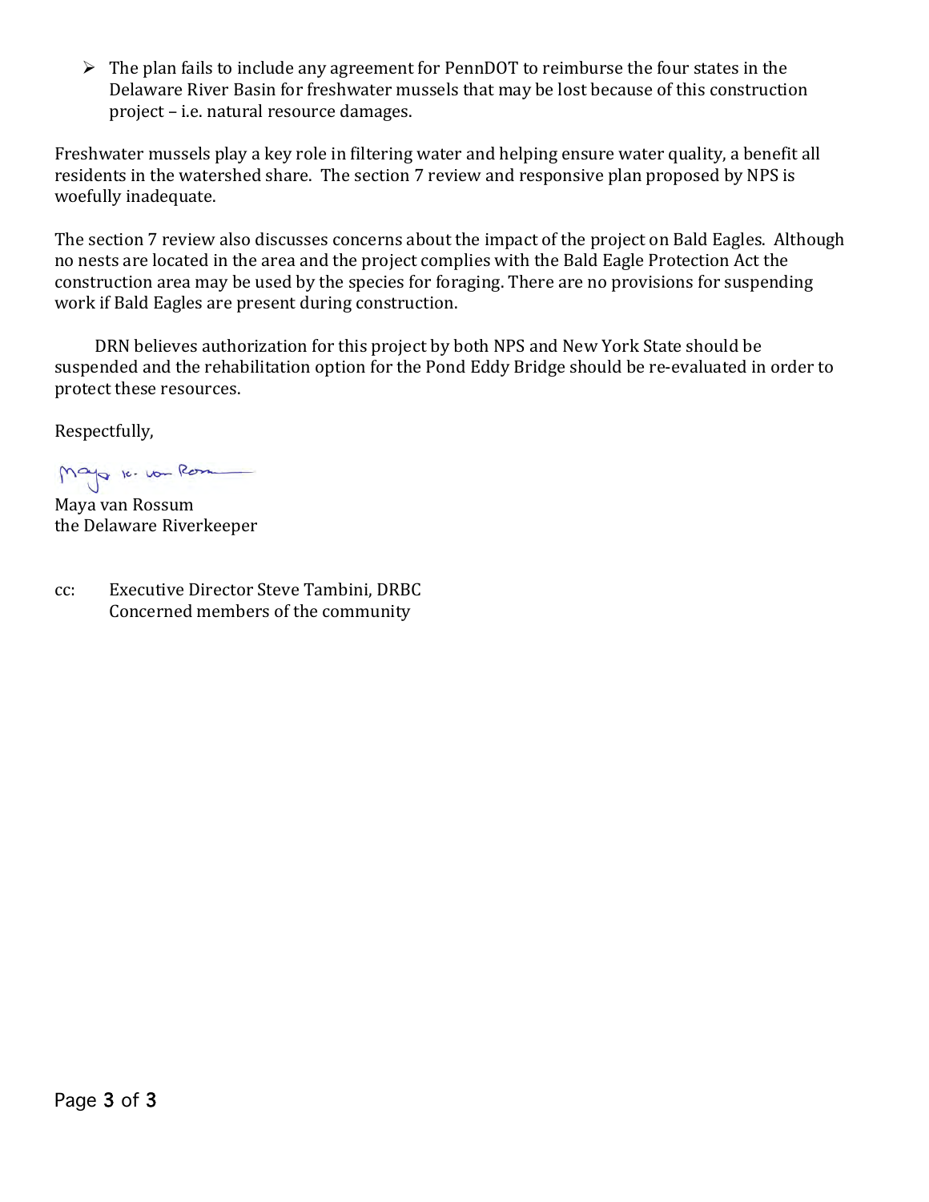- The plan fails to include any agreement for PennDOT to reimburse the four states in the Delaware River Basin for freshwater mussels that may be lost because of this construction project – i.e. natural resource damages.

Freshwater mussels play a key role in filtering water and helping ensure water quality, a benefit all residents in the watershed share. The section 7 review and responsive plan proposed by NPS is woefully inadequate.

The section 7 review also discusses concerns about the impact of the project on Bald Eagles. Although no nests are located in the area and the project complies with the Bald Eagle Protection Act the construction area may be used by the species for foraging. There are no provisions for suspending work if Bald Eagles are present during construction.

DRN believes authorization for this project by both NPS and New York State should be suspended and the rehabilitation option for the Pond Eddy Bridge should be re-evaluated in order to protect these resources.

Respectfully,

Maya van Rossum
the Delaware Riverkeeper

cc: Executive Director Steve Tambini, DRBC
Concerned members of the community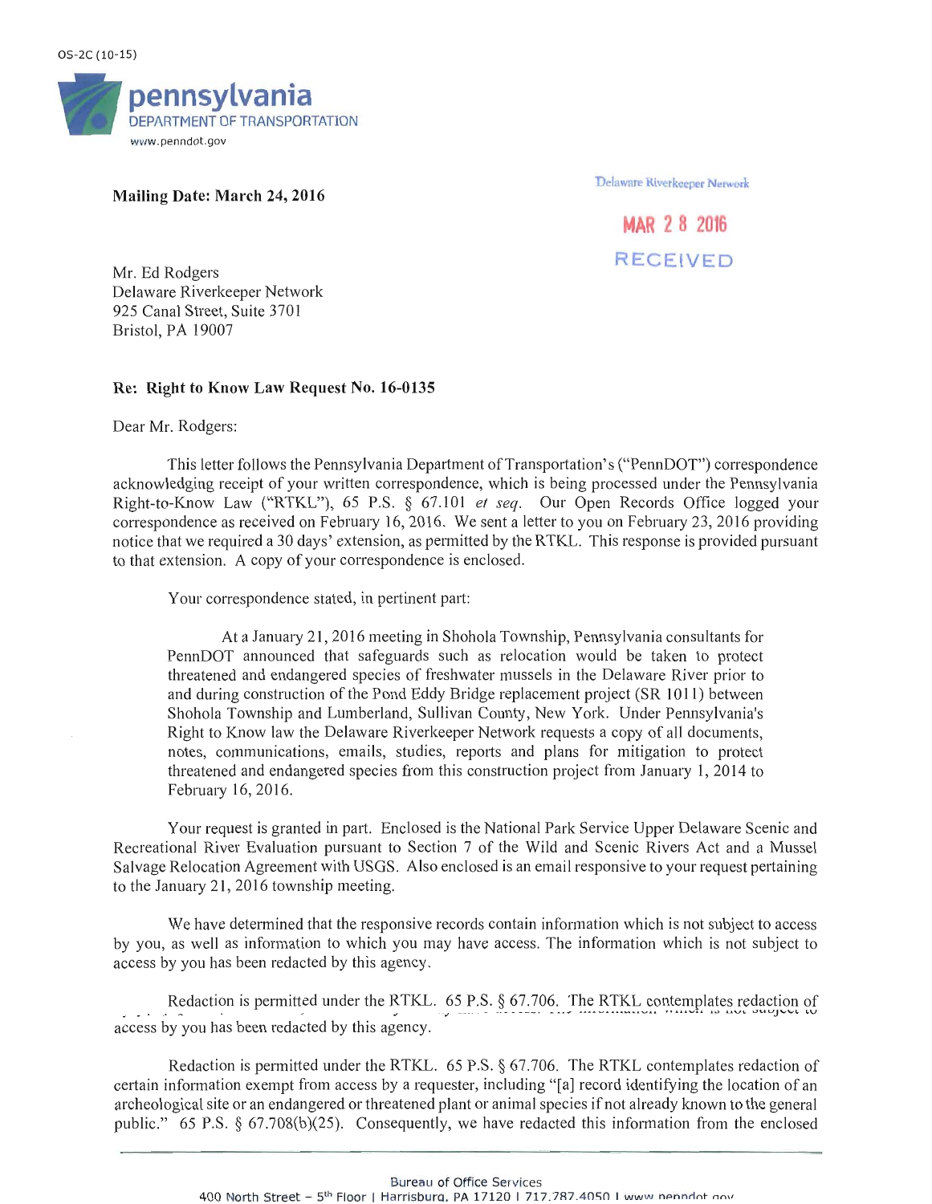OS-2C (10-15)

**pennsylvania**
DEPARTMENT OF TRANSPORTATION
www.penndot.gov

**Mailing Date: March 24, 2016**

Delaware Riverkeeper Network

MAR 28 2016

RECEIVED

Mr. Ed Rodgers
Delaware Riverkeeper Network
925 Canal Street, Suite 3701
Bristol, PA 19007

**Re: Right to Know Law Request No. 16-0135**

Dear Mr. Rodgers:

This letter follows the Pennsylvania Department of Transportation's ("PennDOT") correspondence acknowledging receipt of your written correspondence, which is being processed under the Pennsylvania Right-to-Know Law ("RTKL"), 65 P.S. § 67.101 *et seq*. Our Open Records Office logged your correspondence as received on February 16, 2016. We sent a letter to you on February 23, 2016 providing notice that we required a 30 days' extension, as permitted by the RTKL. This response is provided pursuant to that extension. A copy of your correspondence is enclosed.

Your correspondence stated, in pertinent part:

> At a January 21, 2016 meeting in Shohola Township, Pennsylvania consultants for PennDOT announced that safeguards such as relocation would be taken to protect threatened and endangered species of freshwater mussels in the Delaware River prior to and during construction of the Pond Eddy Bridge replacement project (SR 1011) between Shohola Township and Lumberland, Sullivan County, New York. Under Pennsylvania's Right to Know law the Delaware Riverkeeper Network requests a copy of all documents, notes, communications, emails, studies, reports and plans for mitigation to protect threatened and endangered species from this construction project from January 1, 2014 to February 16, 2016.

Your request is granted in part. Enclosed is the National Park Service Upper Delaware Scenic and Recreational River Evaluation pursuant to Section 7 of the Wild and Scenic Rivers Act and a Mussel Salvage Relocation Agreement with USGS. Also enclosed is an email responsive to your request pertaining to the January 21, 2016 township meeting.

We have determined that the responsive records contain information which is not subject to access by you, as well as information to which you may have access. The information which is not subject to access by you has been redacted by this agency.

Redaction is permitted under the RTKL. 65 P.S. § 67.706. The RTKL contemplates redaction of access by you has been redacted by this agency.

Redaction is permitted under the RTKL. 65 P.S. § 67.706. The RTKL contemplates redaction of certain information exempt from access by a requester, including "[a] record identifying the location of an archeological site or an endangered or threatened plant or animal species if not already known to the general public." 65 P.S. § 67.708(b)(25). Consequently, we have redacted this information from the enclosed

Bureau of Office Services
400 North Street – 5th Floor | Harrisburg, PA 17120 | 717.787.4050 | www.penndot.gov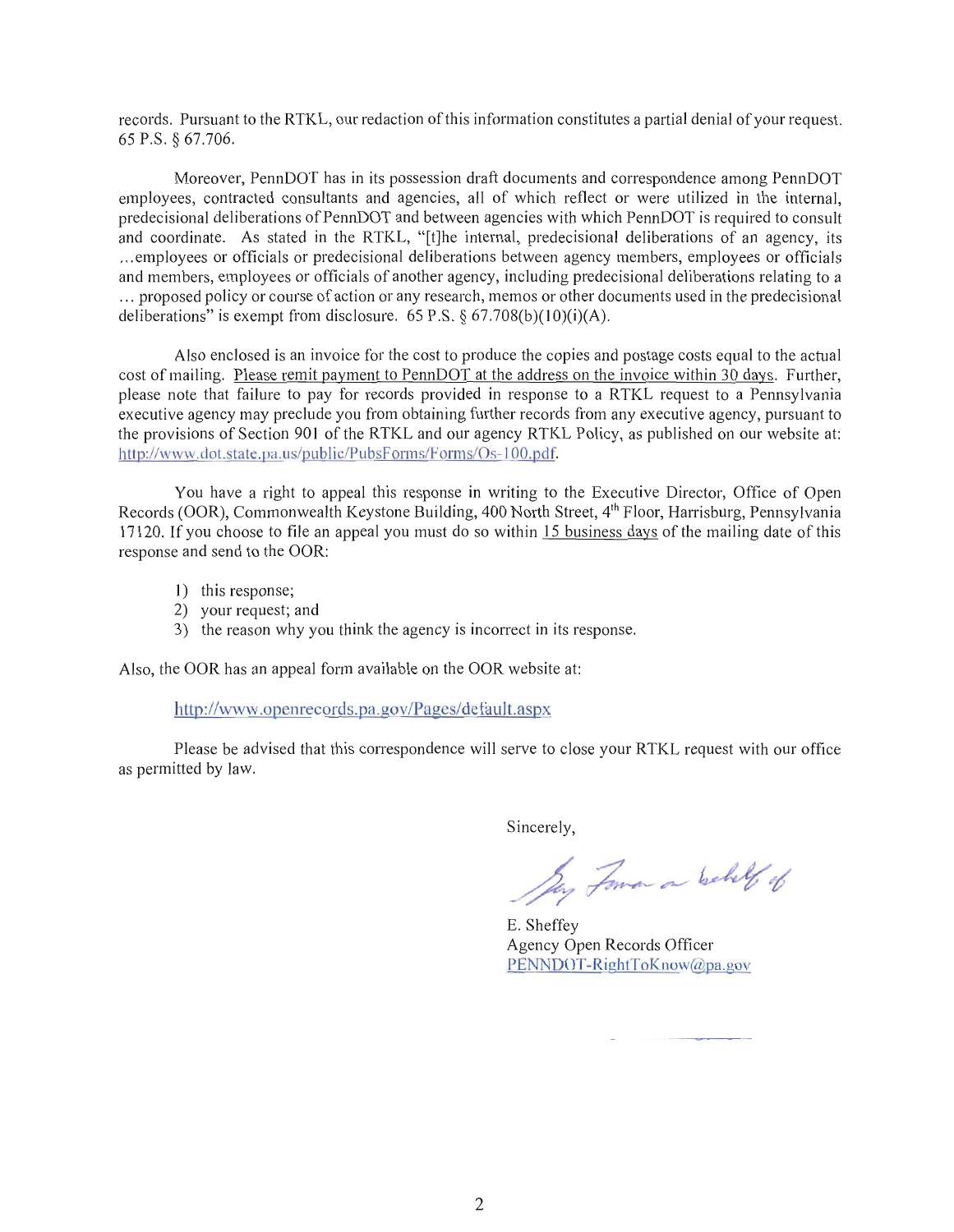records. Pursuant to the RTKL, our redaction of this information constitutes a partial denial of your request. 65 P.S. § 67.706.

Moreover, PennDOT has in its possession draft documents and correspondence among PennDOT employees, contracted consultants and agencies, all of which reflect or were utilized in the internal, predecisional deliberations of PennDOT and between agencies with which PennDOT is required to consult and coordinate. As stated in the RTKL, "[t]he internal, predecisional deliberations of an agency, its ...employees or officials or predecisional deliberations between agency members, employees or officials and members, employees or officials of another agency, including predecisional deliberations relating to a ... proposed policy or course of action or any research, memos or other documents used in the predecisional deliberations" is exempt from disclosure. 65 P.S. § 67.708(b)(10)(i)(A).

Also enclosed is an invoice for the cost to produce the copies and postage costs equal to the actual cost of mailing. Please remit payment to PennDOT at the address on the invoice within 30 days. Further, please note that failure to pay for records provided in response to a RTKL request to a Pennsylvania executive agency may preclude you from obtaining further records from any executive agency, pursuant to the provisions of Section 901 of the RTKL and our agency RTKL Policy, as published on our website at: http://www.dot.state.pa.us/public/PubsForms/Forms/Os-100.pdf.

You have a right to appeal this response in writing to the Executive Director, Office of Open Records (OOR), Commonwealth Keystone Building, 400 North Street, 4th Floor, Harrisburg, Pennsylvania 17120. If you choose to file an appeal you must do so within 15 business days of the mailing date of this response and send to the OOR:

1) this response;
2) your request; and
3) the reason why you think the agency is incorrect in its response.

Also, the OOR has an appeal form available on the OOR website at:

http://www.openrecords.pa.gov/Pages/default.aspx

Please be advised that this correspondence will serve to close your RTKL request with our office as permitted by law.

Sincerely,

*[signature]* on behalf of

E. Sheffey
Agency Open Records Officer
PENNDOT-RightToKnow@pa.gov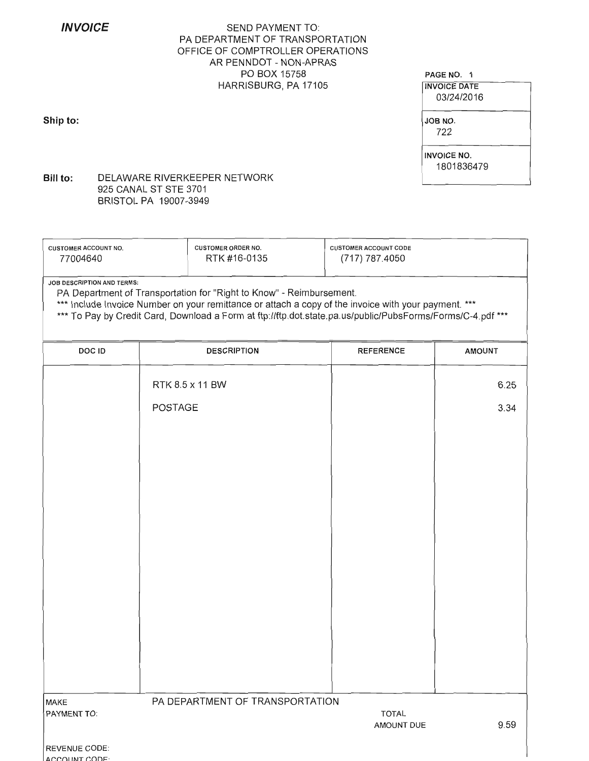# *INVOICE*

SEND PAYMENT TO:
PA DEPARTMENT OF TRANSPORTATION
OFFICE OF COMPTROLLER OPERATIONS
AR PENNDOT - NON-APRAS
PO BOX 15758
HARRISBURG, PA 17105

PAGE NO. 1

| INVOICE DATE |
|---|
| 03/24/2016 |
| **JOB NO.** |
| 722 |
| **INVOICE NO.** |
| 1801836479 |

**Ship to:**

**Bill to:** DELAWARE RIVERKEEPER NETWORK
925 CANAL ST STE 3701
BRISTOL PA 19007-3949

| CUSTOMER ACCOUNT NO. | CUSTOMER ORDER NO. | CUSTOMER ACCOUNT CODE |
|---|---|---|
| 77004640 | RTK #16-0135 | (717) 787.4050 |

JOB DESCRIPTION AND TERMS:
PA Department of Transportation for "Right to Know" - Reimbursement.
*** Include Invoice Number on your remittance or attach a copy of the invoice with your payment. ***
*** To Pay by Credit Card, Download a Form at ftp://ftp.dot.state.pa.us/public/PubsForms/Forms/C-4.pdf ***

| DOC ID | DESCRIPTION | REFERENCE | AMOUNT |
|---|---|---|---|
| | RTK 8.5 x 11 BW | | 6.25 |
| | POSTAGE | | 3.34 |

MAKE PAYMENT TO: PA DEPARTMENT OF TRANSPORTATION

TOTAL AMOUNT DUE 9.59

REVENUE CODE:
ACCOUNT CODE: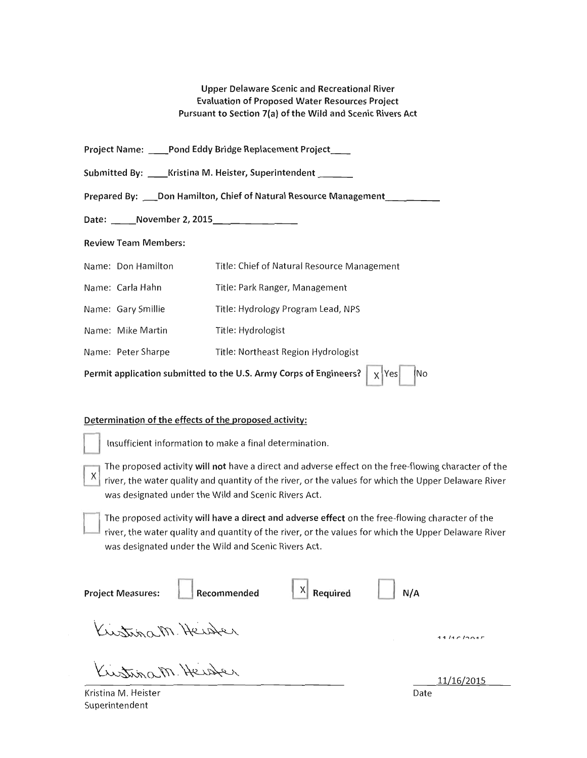**Upper Delaware Scenic and Recreational River**
**Evaluation of Proposed Water Resources Project**
**Pursuant to Section 7(a) of the Wild and Scenic Rivers Act**

**Project Name:** ____**Pond Eddy Bridge Replacement Project**____

**Submitted By:** ____**Kristina M. Heister, Superintendent**_______

**Prepared By:** ___**Don Hamilton, Chief of Natural Resource Management**___________

**Date:** _____**November 2, 2015**_______________

**Review Team Members:**

Name: Don Hamilton — Title: Chief of Natural Resource Management

Name: Carla Hahn — Title: Park Ranger, Management

Name: Gary Smillie — Title: Hydrology Program Lead, NPS

Name: Mike Martin — Title: Hydrologist

Name: Peter Sharpe — Title: Northeast Region Hydrologist

**Permit application submitted to the U.S. Army Corps of Engineers?** [X] Yes [ ] No

**Determination of the effects of the proposed activity:**

[ ] Insufficient information to make a final determination.

[X] The proposed activity **will not** have a direct and adverse effect on the free-flowing character of the river, the water quality and quantity of the river, or the values for which the Upper Delaware River was designated under the Wild and Scenic Rivers Act.

[ ] The proposed activity **will have a direct and adverse effect** on the free-flowing character of the river, the water quality and quantity of the river, or the values for which the Upper Delaware River was designated under the Wild and Scenic Rivers Act.

**Project Measures:** [ ] **Recommended** [X] **Required** [ ] **N/A**

Kristina M. Heister — 11/16/2015

Kristina M. Heister

_______________________ 11/16/2015

Kristina M. Heister
Superintendent

Date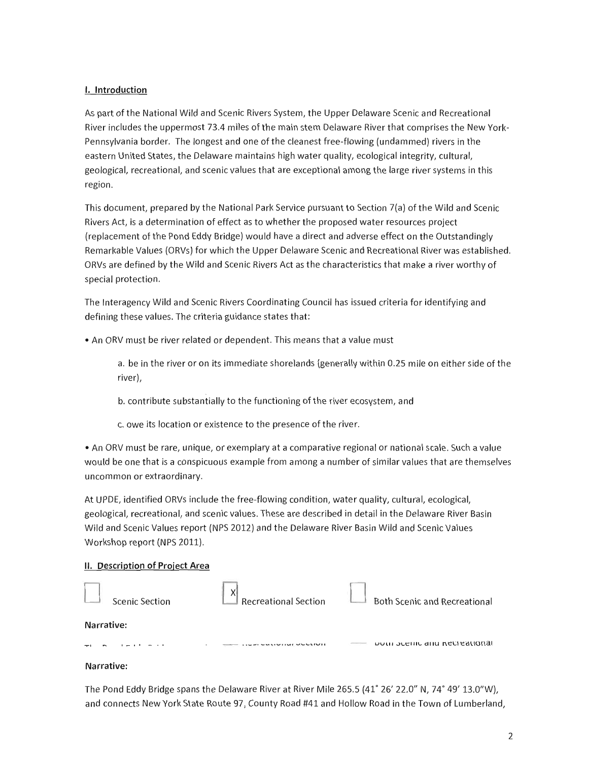## I. Introduction

As part of the National Wild and Scenic Rivers System, the Upper Delaware Scenic and Recreational River includes the uppermost 73.4 miles of the main stem Delaware River that comprises the New York-Pennsylvania border. The longest and one of the cleanest free-flowing (undammed) rivers in the eastern United States, the Delaware maintains high water quality, ecological integrity, cultural, geological, recreational, and scenic values that are exceptional among the large river systems in this region.

This document, prepared by the National Park Service pursuant to Section 7(a) of the Wild and Scenic Rivers Act, is a determination of effect as to whether the proposed water resources project (replacement of the Pond Eddy Bridge) would have a direct and adverse effect on the Outstandingly Remarkable Values (ORVs) for which the Upper Delaware Scenic and Recreational River was established. ORVs are defined by the Wild and Scenic Rivers Act as the characteristics that make a river worthy of special protection.

The Interagency Wild and Scenic Rivers Coordinating Council has issued criteria for identifying and defining these values. The criteria guidance states that:

- An ORV must be river related or dependent. This means that a value must

    a. be in the river or on its immediate shorelands (generally within 0.25 mile on either side of the river),

    b. contribute substantially to the functioning of the river ecosystem, and

    c. owe its location or existence to the presence of the river.

- An ORV must be rare, unique, or exemplary at a comparative regional or national scale. Such a value would be one that is a conspicuous example from among a number of similar values that are themselves uncommon or extraordinary.

At UPDE, identified ORVs include the free-flowing condition, water quality, cultural, ecological, geological, recreational, and scenic values. These are described in detail in the Delaware River Basin Wild and Scenic Values report (NPS 2012) and the Delaware River Basin Wild and Scenic Values Workshop report (NPS 2011).

## II. Description of Project Area

☐ Scenic Section ☒ Recreational Section ☐ Both Scenic and Recreational

**Narrative:**

**Narrative:**

The Pond Eddy Bridge spans the Delaware River at River Mile 265.5 (41° 26′ 22.0″ N, 74° 49′ 13.0″W), and connects New York State Route 97, County Road #41 and Hollow Road in the Town of Lumberland,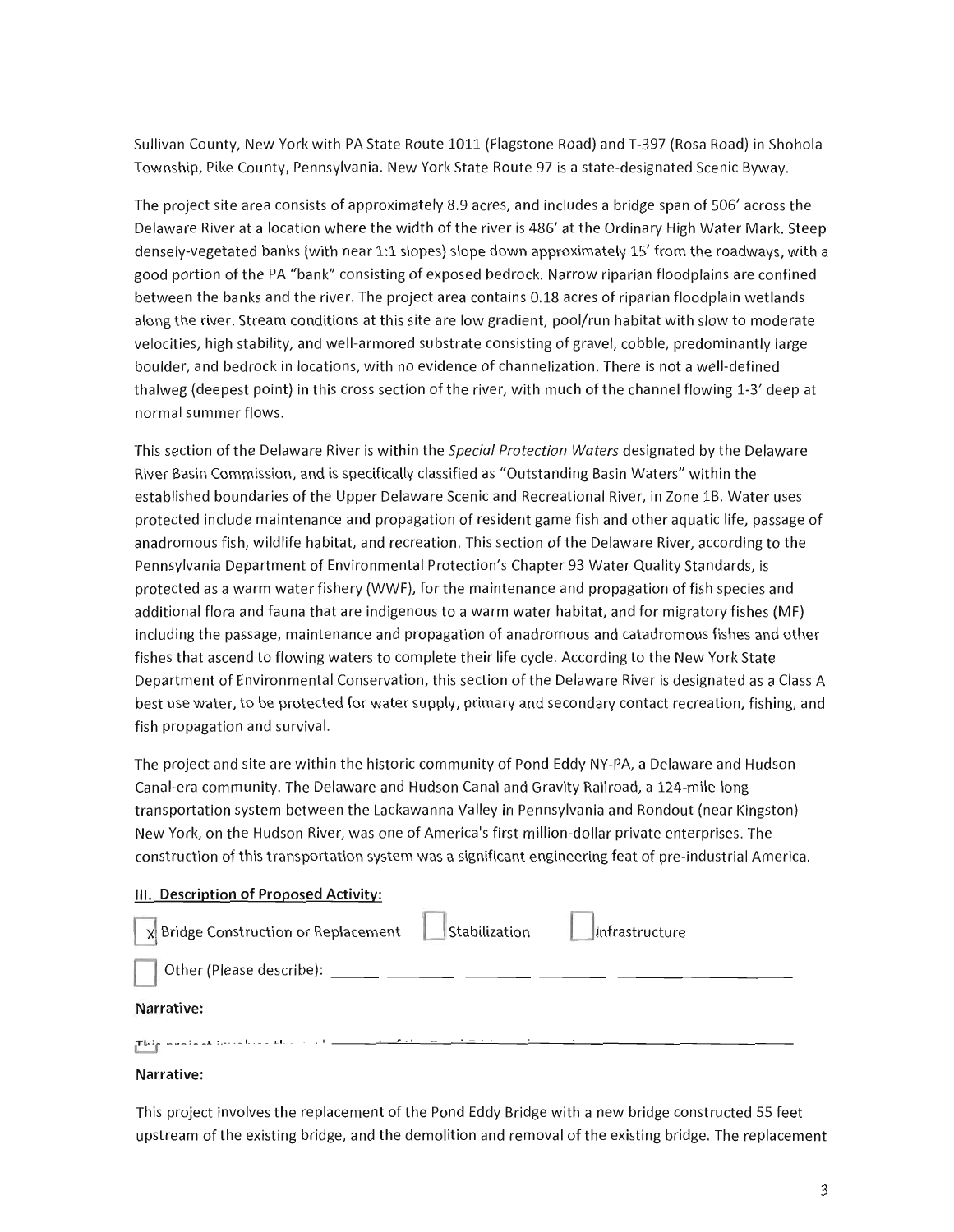Sullivan County, New York with PA State Route 1011 (Flagstone Road) and T-397 (Rosa Road) in Shohola Township, Pike County, Pennsylvania. New York State Route 97 is a state-designated Scenic Byway.

The project site area consists of approximately 8.9 acres, and includes a bridge span of 506' across the Delaware River at a location where the width of the river is 486' at the Ordinary High Water Mark. Steep densely-vegetated banks (with near 1:1 slopes) slope down approximately 15' from the roadways, with a good portion of the PA "bank" consisting of exposed bedrock. Narrow riparian floodplains are confined between the banks and the river. The project area contains 0.18 acres of riparian floodplain wetlands along the river. Stream conditions at this site are low gradient, pool/run habitat with slow to moderate velocities, high stability, and well-armored substrate consisting of gravel, cobble, predominantly large boulder, and bedrock in locations, with no evidence of channelization. There is not a well-defined thalweg (deepest point) in this cross section of the river, with much of the channel flowing 1-3' deep at normal summer flows.

This section of the Delaware River is within the *Special Protection Waters* designated by the Delaware River Basin Commission, and is specifically classified as "Outstanding Basin Waters" within the established boundaries of the Upper Delaware Scenic and Recreational River, in Zone 1B. Water uses protected include maintenance and propagation of resident game fish and other aquatic life, passage of anadromous fish, wildlife habitat, and recreation. This section of the Delaware River, according to the Pennsylvania Department of Environmental Protection's Chapter 93 Water Quality Standards, is protected as a warm water fishery (WWF), for the maintenance and propagation of fish species and additional flora and fauna that are indigenous to a warm water habitat, and for migratory fishes (MF) including the passage, maintenance and propagation of anadromous and catadromous fishes and other fishes that ascend to flowing waters to complete their life cycle. According to the New York State Department of Environmental Conservation, this section of the Delaware River is designated as a Class A best use water, to be protected for water supply, primary and secondary contact recreation, fishing, and fish propagation and survival.

The project and site are within the historic community of Pond Eddy NY-PA, a Delaware and Hudson Canal-era community. The Delaware and Hudson Canal and Gravity Railroad, a 124-mile-long transportation system between the Lackawanna Valley in Pennsylvania and Rondout (near Kingston) New York, on the Hudson River, was one of America's first million-dollar private enterprises. The construction of this transportation system was a significant engineering feat of pre-industrial America.

## III. Description of Proposed Activity:

[x] Bridge Construction or Replacement  [ ] Stabilization  [ ] Infrastructure

[ ] Other (Please describe): ______________________________

**Narrative:**

This project involves the replacement of the Pond Eddy Bridge ______________________________

**Narrative:**

This project involves the replacement of the Pond Eddy Bridge with a new bridge constructed 55 feet upstream of the existing bridge, and the demolition and removal of the existing bridge. The replacement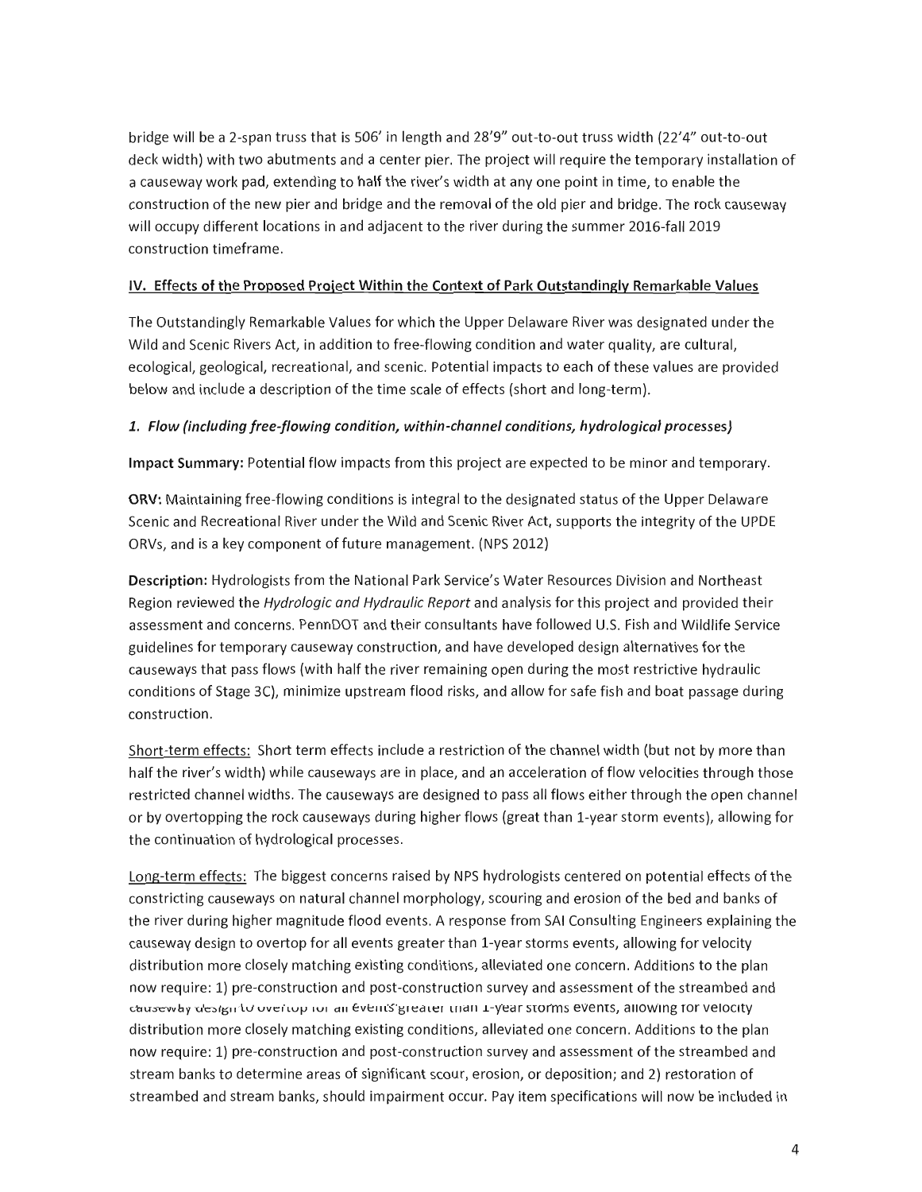bridge will be a 2-span truss that is 506' in length and 28'9" out-to-out truss width (22'4" out-to-out deck width) with two abutments and a center pier. The project will require the temporary installation of a causeway work pad, extending to half the river's width at any one point in time, to enable the construction of the new pier and bridge and the removal of the old pier and bridge. The rock causeway will occupy different locations in and adjacent to the river during the summer 2016-fall 2019 construction timeframe.

## IV. Effects of the Proposed Project Within the Context of Park Outstandingly Remarkable Values

The Outstandingly Remarkable Values for which the Upper Delaware River was designated under the Wild and Scenic Rivers Act, in addition to free-flowing condition and water quality, are cultural, ecological, geological, recreational, and scenic. Potential impacts to each of these values are provided below and include a description of the time scale of effects (short and long-term).

### *1. Flow (including free-flowing condition, within-channel conditions, hydrological processes)*

**Impact Summary:** Potential flow impacts from this project are expected to be minor and temporary.

**ORV:** Maintaining free-flowing conditions is integral to the designated status of the Upper Delaware Scenic and Recreational River under the Wild and Scenic River Act, supports the integrity of the UPDE ORVs, and is a key component of future management. (NPS 2012)

**Description:** Hydrologists from the National Park Service's Water Resources Division and Northeast Region reviewed the *Hydrologic and Hydraulic Report* and analysis for this project and provided their assessment and concerns. PennDOT and their consultants have followed U.S. Fish and Wildlife Service guidelines for temporary causeway construction, and have developed design alternatives for the causeways that pass flows (with half the river remaining open during the most restrictive hydraulic conditions of Stage 3C), minimize upstream flood risks, and allow for safe fish and boat passage during construction.

Short-term effects: Short term effects include a restriction of the channel width (but not by more than half the river's width) while causeways are in place, and an acceleration of flow velocities through those restricted channel widths. The causeways are designed to pass all flows either through the open channel or by overtopping the rock causeways during higher flows (great than 1-year storm events), allowing for the continuation of hydrological processes.

Long-term effects: The biggest concerns raised by NPS hydrologists centered on potential effects of the constricting causeways on natural channel morphology, scouring and erosion of the bed and banks of the river during higher magnitude flood events. A response from SAI Consulting Engineers explaining the causeway design to overtop for all events greater than 1-year storms events, allowing for velocity distribution more closely matching existing conditions, alleviated one concern. Additions to the plan now require: 1) pre-construction and post-construction survey and assessment of the streambed and causeway design to overtop for all events greater than 1-year storms events, allowing for velocity distribution more closely matching existing conditions, alleviated one concern. Additions to the plan now require: 1) pre-construction and post-construction survey and assessment of the streambed and stream banks to determine areas of significant scour, erosion, or deposition; and 2) restoration of streambed and stream banks, should impairment occur. Pay item specifications will now be included in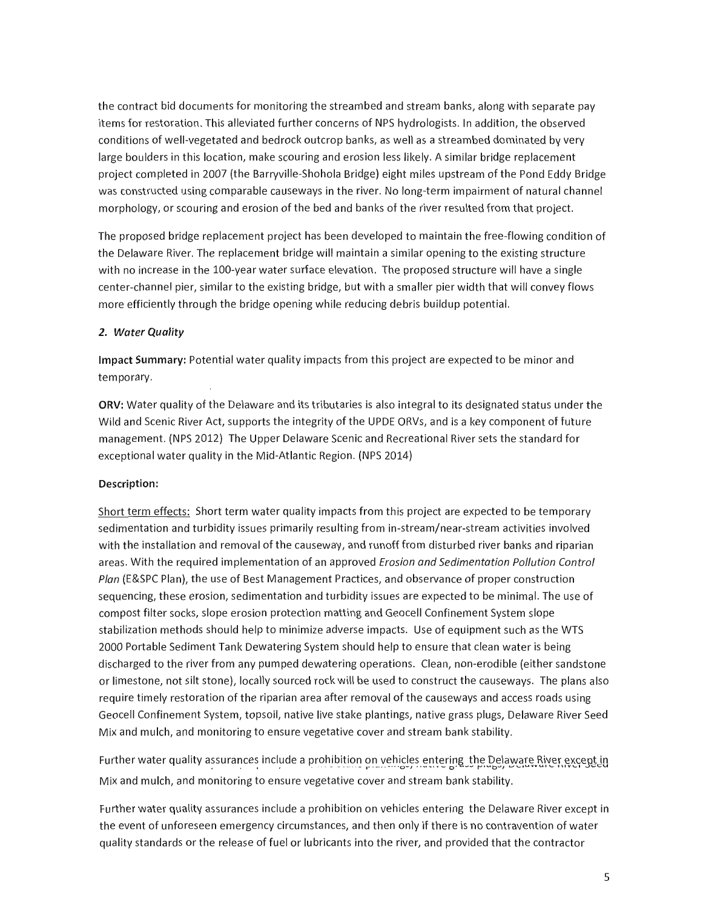the contract bid documents for monitoring the streambed and stream banks, along with separate pay items for restoration. This alleviated further concerns of NPS hydrologists. In addition, the observed conditions of well-vegetated and bedrock outcrop banks, as well as a streambed dominated by very large boulders in this location, make scouring and erosion less likely. A similar bridge replacement project completed in 2007 (the Barryville-Shohola Bridge) eight miles upstream of the Pond Eddy Bridge was constructed using comparable causeways in the river. No long-term impairment of natural channel morphology, or scouring and erosion of the bed and banks of the river resulted from that project.

The proposed bridge replacement project has been developed to maintain the free-flowing condition of the Delaware River. The replacement bridge will maintain a similar opening to the existing structure with no increase in the 100-year water surface elevation. The proposed structure will have a single center-channel pier, similar to the existing bridge, but with a smaller pier width that will convey flows more efficiently through the bridge opening while reducing debris buildup potential.

### *2. Water Quality*

**Impact Summary:** Potential water quality impacts from this project are expected to be minor and temporary.

**ORV:** Water quality of the Delaware and its tributaries is also integral to its designated status under the Wild and Scenic River Act, supports the integrity of the UPDE ORVs, and is a key component of future management. (NPS 2012) The Upper Delaware Scenic and Recreational River sets the standard for exceptional water quality in the Mid-Atlantic Region. (NPS 2014)

**Description:**

Short term effects: Short term water quality impacts from this project are expected to be temporary sedimentation and turbidity issues primarily resulting from in-stream/near-stream activities involved with the installation and removal of the causeway, and runoff from disturbed river banks and riparian areas. With the required implementation of an approved *Erosion and Sedimentation Pollution Control Plan* (E&SPC Plan), the use of Best Management Practices, and observance of proper construction sequencing, these erosion, sedimentation and turbidity issues are expected to be minimal. The use of compost filter socks, slope erosion protection matting and Geocell Confinement System slope stabilization methods should help to minimize adverse impacts. Use of equipment such as the WTS 2000 Portable Sediment Tank Dewatering System should help to ensure that clean water is being discharged to the river from any pumped dewatering operations. Clean, non-erodible (either sandstone or limestone, not silt stone), locally sourced rock will be used to construct the causeways. The plans also require timely restoration of the riparian area after removal of the causeways and access roads using Geocell Confinement System, topsoil, native live stake plantings, native grass plugs, Delaware River Seed Mix and mulch, and monitoring to ensure vegetative cover and stream bank stability.

Further water quality assurances include a prohibition on vehicles entering the Delaware River except in
Mix and mulch, and monitoring to ensure vegetative cover and stream bank stability.

Further water quality assurances include a prohibition on vehicles entering the Delaware River except in the event of unforeseen emergency circumstances, and then only if there is no contravention of water quality standards or the release of fuel or lubricants into the river, and provided that the contractor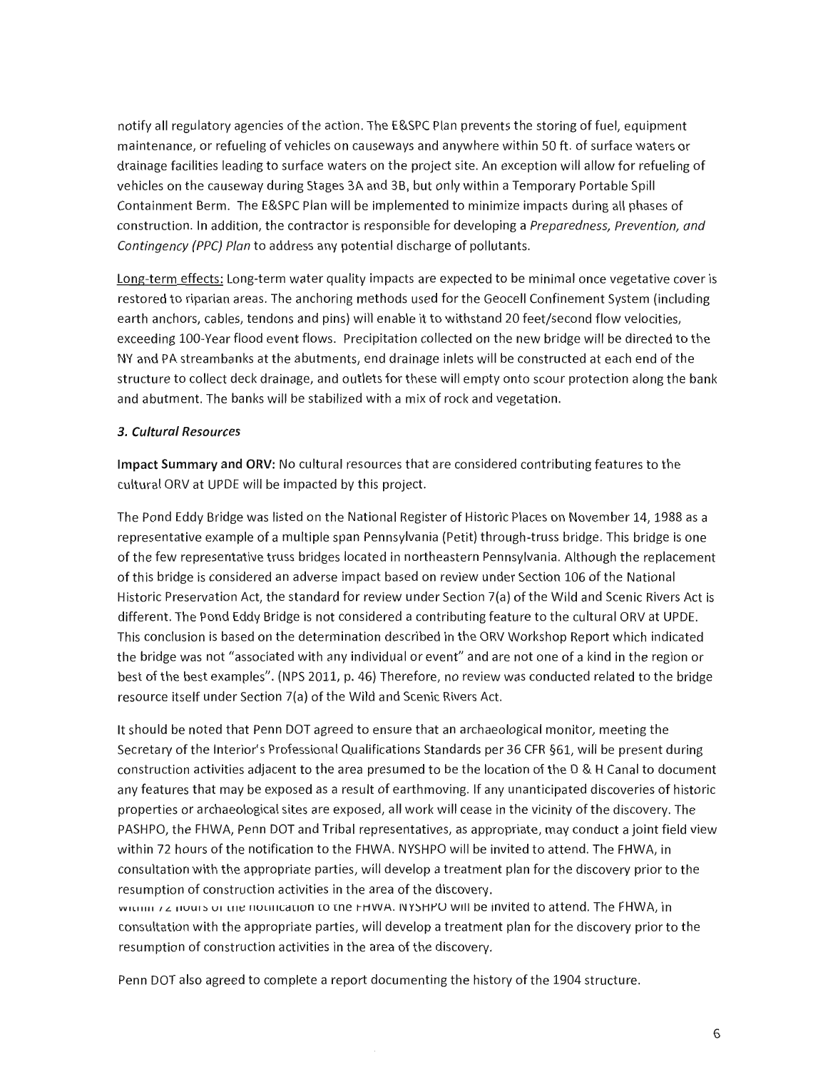notify all regulatory agencies of the action. The E&SPC Plan prevents the storing of fuel, equipment maintenance, or refueling of vehicles on causeways and anywhere within 50 ft. of surface waters or drainage facilities leading to surface waters on the project site. An exception will allow for refueling of vehicles on the causeway during Stages 3A and 3B, but only within a Temporary Portable Spill Containment Berm. The E&SPC Plan will be implemented to minimize impacts during all phases of construction. In addition, the contractor is responsible for developing a *Preparedness, Prevention, and Contingency (PPC) Plan* to address any potential discharge of pollutants.

Long-term effects: Long-term water quality impacts are expected to be minimal once vegetative cover is restored to riparian areas. The anchoring methods used for the Geocell Confinement System (including earth anchors, cables, tendons and pins) will enable it to withstand 20 feet/second flow velocities, exceeding 100-Year flood event flows. Precipitation collected on the new bridge will be directed to the NY and PA streambanks at the abutments, end drainage inlets will be constructed at each end of the structure to collect deck drainage, and outlets for these will empty onto scour protection along the bank and abutment. The banks will be stabilized with a mix of rock and vegetation.

### *3. Cultural Resources*

**Impact Summary and ORV:** No cultural resources that are considered contributing features to the cultural ORV at UPDE will be impacted by this project.

The Pond Eddy Bridge was listed on the National Register of Historic Places on November 14, 1988 as a representative example of a multiple span Pennsylvania (Petit) through-truss bridge. This bridge is one of the few representative truss bridges located in northeastern Pennsylvania. Although the replacement of this bridge is considered an adverse impact based on review under Section 106 of the National Historic Preservation Act, the standard for review under Section 7(a) of the Wild and Scenic Rivers Act is different. The Pond Eddy Bridge is not considered a contributing feature to the cultural ORV at UPDE. This conclusion is based on the determination described in the ORV Workshop Report which indicated the bridge was not "associated with any individual or event" and are not one of a kind in the region or best of the best examples". (NPS 2011, p. 46) Therefore, no review was conducted related to the bridge resource itself under Section 7(a) of the Wild and Scenic Rivers Act.

It should be noted that Penn DOT agreed to ensure that an archaeological monitor, meeting the Secretary of the Interior's Professional Qualifications Standards per 36 CFR §61, will be present during construction activities adjacent to the area presumed to be the location of the D & H Canal to document any features that may be exposed as a result of earthmoving. If any unanticipated discoveries of historic properties or archaeological sites are exposed, all work will cease in the vicinity of the discovery. The PASHPO, the FHWA, Penn DOT and Tribal representatives, as appropriate, may conduct a joint field view within 72 hours of the notification to the FHWA. NYSHPO will be invited to attend. The FHWA, in consultation with the appropriate parties, will develop a treatment plan for the discovery prior to the resumption of construction activities in the area of the discovery.
within 72 hours of the notification to the FHWA. NYSHPO will be invited to attend. The FHWA, in consultation with the appropriate parties, will develop a treatment plan for the discovery prior to the resumption of construction activities in the area of the discovery.

Penn DOT also agreed to complete a report documenting the history of the 1904 structure.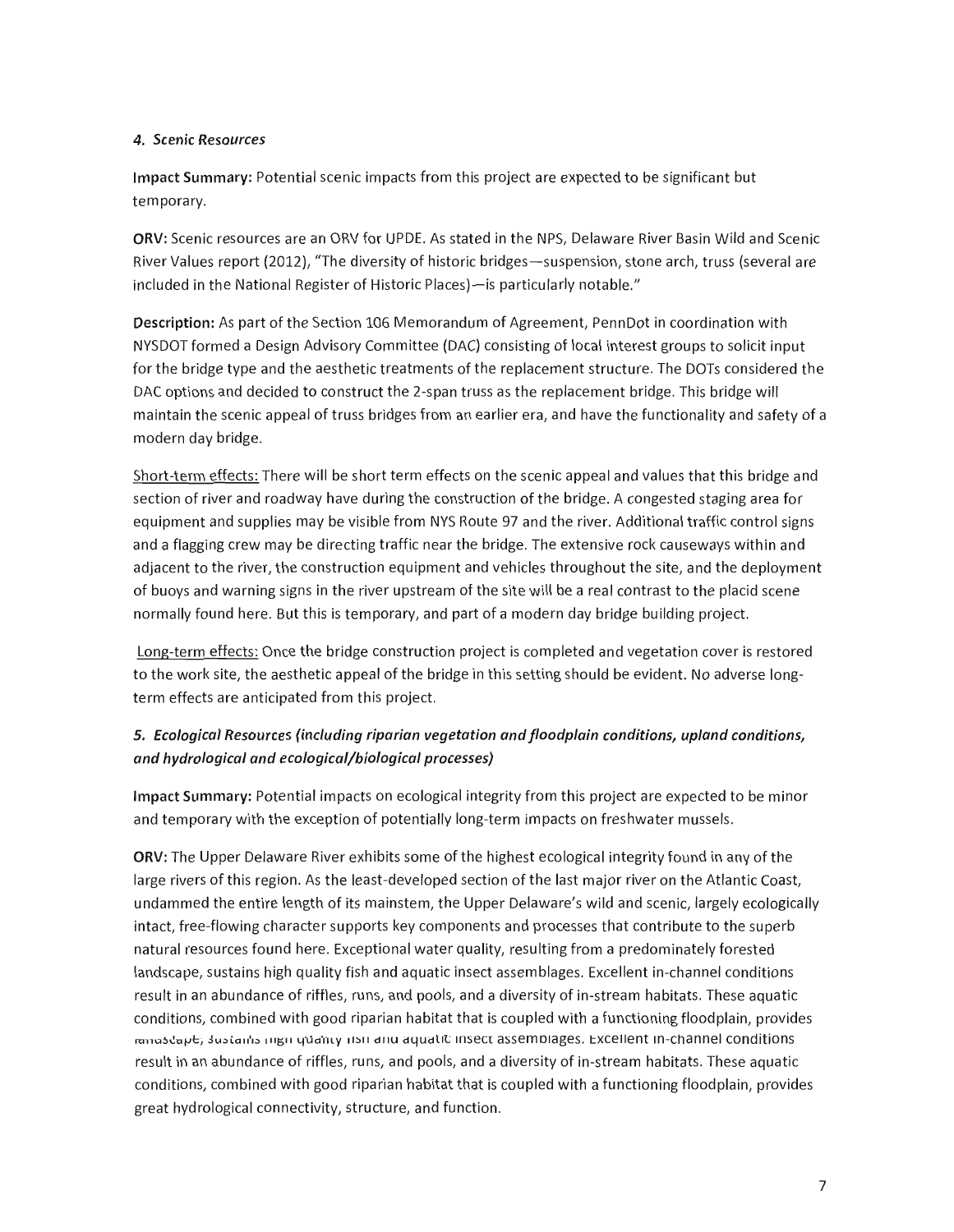### *4. Scenic Resources*

**Impact Summary:** Potential scenic impacts from this project are expected to be significant but temporary.

**ORV:** Scenic resources are an ORV for UPDE. As stated in the NPS, Delaware River Basin Wild and Scenic River Values report (2012), "The diversity of historic bridges—suspension, stone arch, truss (several are included in the National Register of Historic Places)—is particularly notable."

**Description:** As part of the Section 106 Memorandum of Agreement, PennDot in coordination with NYSDOT formed a Design Advisory Committee (DAC) consisting of local interest groups to solicit input for the bridge type and the aesthetic treatments of the replacement structure. The DOTs considered the DAC options and decided to construct the 2-span truss as the replacement bridge. This bridge will maintain the scenic appeal of truss bridges from an earlier era, and have the functionality and safety of a modern day bridge.

<u>Short-term effects:</u> There will be short term effects on the scenic appeal and values that this bridge and section of river and roadway have during the construction of the bridge. A congested staging area for equipment and supplies may be visible from NYS Route 97 and the river. Additional traffic control signs and a flagging crew may be directing traffic near the bridge. The extensive rock causeways within and adjacent to the river, the construction equipment and vehicles throughout the site, and the deployment of buoys and warning signs in the river upstream of the site will be a real contrast to the placid scene normally found here. But this is temporary, and part of a modern day bridge building project.

<u>Long-term effects:</u> Once the bridge construction project is completed and vegetation cover is restored to the work site, the aesthetic appeal of the bridge in this setting should be evident. No adverse long-term effects are anticipated from this project.

### *5. Ecological Resources (including riparian vegetation and floodplain conditions, upland conditions, and hydrological and ecological/biological processes)*

**Impact Summary:** Potential impacts on ecological integrity from this project are expected to be minor and temporary with the exception of potentially long-term impacts on freshwater mussels.

**ORV:** The Upper Delaware River exhibits some of the highest ecological integrity found in any of the large rivers of this region. As the least-developed section of the last major river on the Atlantic Coast, undammed the entire length of its mainstem, the Upper Delaware's wild and scenic, largely ecologically intact, free-flowing character supports key components and processes that contribute to the superb natural resources found here. Exceptional water quality, resulting from a predominately forested landscape, sustains high quality fish and aquatic insect assemblages. Excellent in-channel conditions result in an abundance of riffles, runs, and pools, and a diversity of in-stream habitats. These aquatic conditions, combined with good riparian habitat that is coupled with a functioning floodplain, provides landscape, sustains high quality fish and aquatic insect assemblages. Excellent in-channel conditions result in an abundance of riffles, runs, and pools, and a diversity of in-stream habitats. These aquatic conditions, combined with good riparian habitat that is coupled with a functioning floodplain, provides great hydrological connectivity, structure, and function.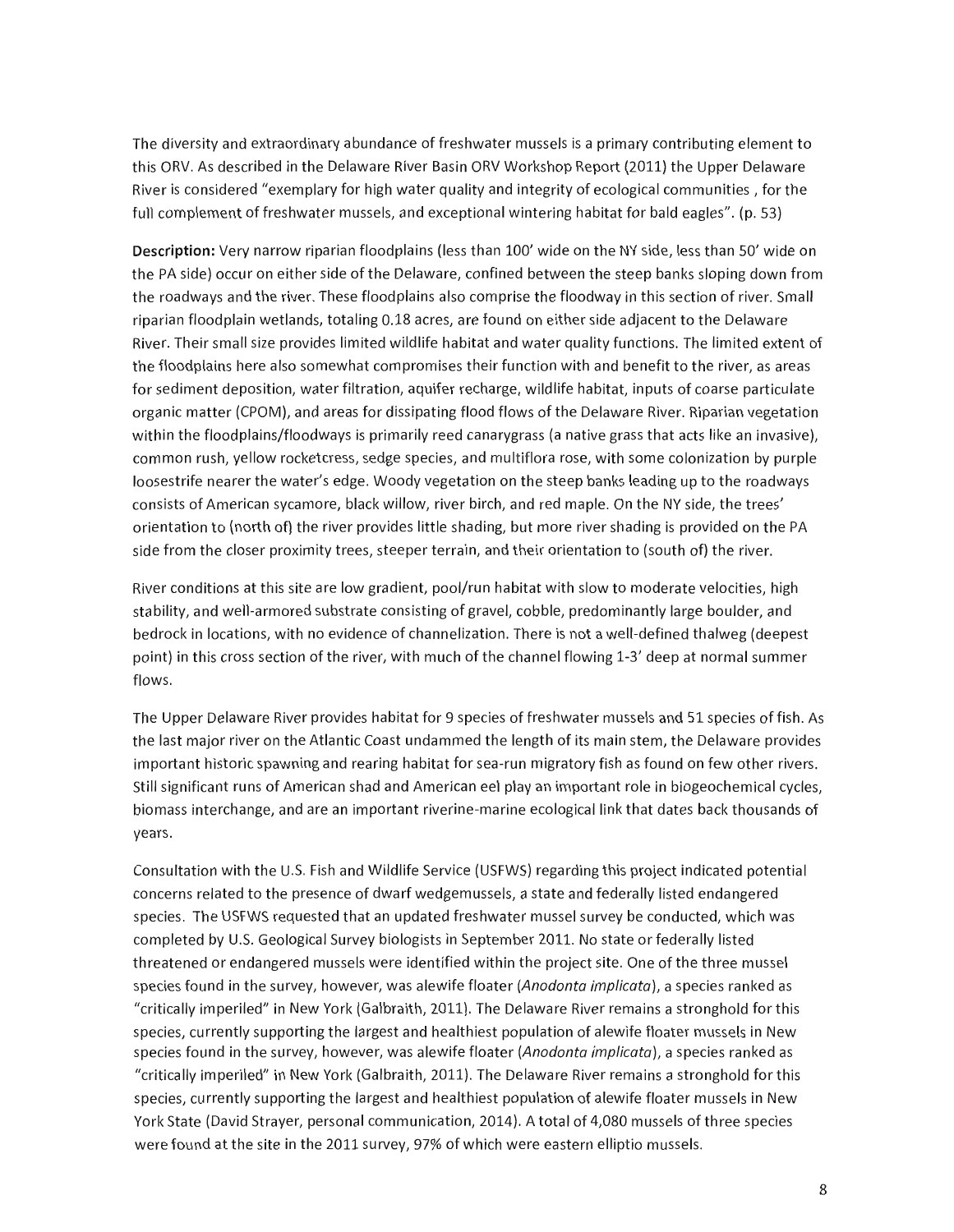The diversity and extraordinary abundance of freshwater mussels is a primary contributing element to this ORV. As described in the Delaware River Basin ORV Workshop Report (2011) the Upper Delaware River is considered "exemplary for high water quality and integrity of ecological communities , for the full complement of freshwater mussels, and exceptional wintering habitat for bald eagles". (p. 53)

**Description:** Very narrow riparian floodplains (less than 100' wide on the NY side, less than 50' wide on the PA side) occur on either side of the Delaware, confined between the steep banks sloping down from the roadways and the river. These floodplains also comprise the floodway in this section of river. Small riparian floodplain wetlands, totaling 0.18 acres, are found on either side adjacent to the Delaware River. Their small size provides limited wildlife habitat and water quality functions. The limited extent of the floodplains here also somewhat compromises their function with and benefit to the river, as areas for sediment deposition, water filtration, aquifer recharge, wildlife habitat, inputs of coarse particulate organic matter (CPOM), and areas for dissipating flood flows of the Delaware River. Riparian vegetation within the floodplains/floodways is primarily reed canarygrass (a native grass that acts like an invasive), common rush, yellow rocketcress, sedge species, and multiflora rose, with some colonization by purple loosestrife nearer the water's edge. Woody vegetation on the steep banks leading up to the roadways consists of American sycamore, black willow, river birch, and red maple. On the NY side, the trees' orientation to (north of) the river provides little shading, but more river shading is provided on the PA side from the closer proximity trees, steeper terrain, and their orientation to (south of) the river.

River conditions at this site are low gradient, pool/run habitat with slow to moderate velocities, high stability, and well-armored substrate consisting of gravel, cobble, predominantly large boulder, and bedrock in locations, with no evidence of channelization. There is not a well-defined thalweg (deepest point) in this cross section of the river, with much of the channel flowing 1-3' deep at normal summer flows.

The Upper Delaware River provides habitat for 9 species of freshwater mussels and 51 species of fish. As the last major river on the Atlantic Coast undammed the length of its main stem, the Delaware provides important historic spawning and rearing habitat for sea-run migratory fish as found on few other rivers. Still significant runs of American shad and American eel play an important role in biogeochemical cycles, biomass interchange, and are an important riverine-marine ecological link that dates back thousands of years.

Consultation with the U.S. Fish and Wildlife Service (USFWS) regarding this project indicated potential concerns related to the presence of dwarf wedgemussels, a state and federally listed endangered species. The USFWS requested that an updated freshwater mussel survey be conducted, which was completed by U.S. Geological Survey biologists in September 2011. No state or federally listed threatened or endangered mussels were identified within the project site. One of the three mussel species found in the survey, however, was alewife floater (*Anodonta implicata*), a species ranked as "critically imperiled" in New York (Galbraith, 2011). The Delaware River remains a stronghold for this species, currently supporting the largest and healthiest population of alewife floater mussels in New species found in the survey, however, was alewife floater (*Anodonta implicata*), a species ranked as "critically imperiled" in New York (Galbraith, 2011). The Delaware River remains a stronghold for this species, currently supporting the largest and healthiest population of alewife floater mussels in New York State (David Strayer, personal communication, 2014). A total of 4,080 mussels of three species were found at the site in the 2011 survey, 97% of which were eastern elliptio mussels.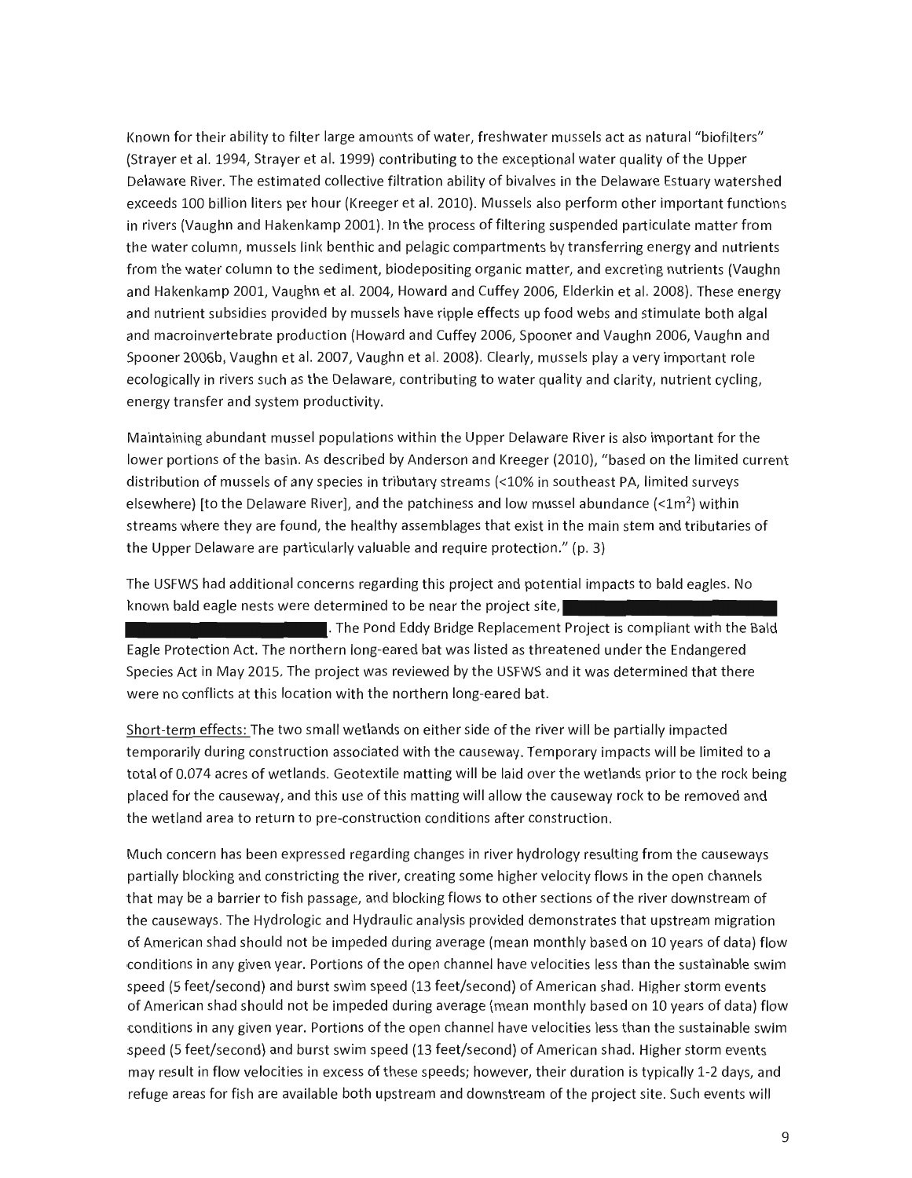Known for their ability to filter large amounts of water, freshwater mussels act as natural "biofilters" (Strayer et al. 1994, Strayer et al. 1999) contributing to the exceptional water quality of the Upper Delaware River. The estimated collective filtration ability of bivalves in the Delaware Estuary watershed exceeds 100 billion liters per hour (Kreeger et al. 2010). Mussels also perform other important functions in rivers (Vaughn and Hakenkamp 2001). In the process of filtering suspended particulate matter from the water column, mussels link benthic and pelagic compartments by transferring energy and nutrients from the water column to the sediment, biodepositing organic matter, and excreting nutrients (Vaughn and Hakenkamp 2001, Vaughn et al. 2004, Howard and Cuffey 2006, Elderkin et al. 2008). These energy and nutrient subsidies provided by mussels have ripple effects up food webs and stimulate both algal and macroinvertebrate production (Howard and Cuffey 2006, Spooner and Vaughn 2006, Vaughn and Spooner 2006b, Vaughn et al. 2007, Vaughn et al. 2008). Clearly, mussels play a very important role ecologically in rivers such as the Delaware, contributing to water quality and clarity, nutrient cycling, energy transfer and system productivity.

Maintaining abundant mussel populations within the Upper Delaware River is also important for the lower portions of the basin. As described by Anderson and Kreeger (2010), "based on the limited current distribution of mussels of any species in tributary streams (<10% in southeast PA, limited surveys elsewhere) [to the Delaware River], and the patchiness and low mussel abundance (<1m$^2$) within streams where they are found, the healthy assemblages that exist in the main stem and tributaries of the Upper Delaware are particularly valuable and require protection." (p. 3)

The USFWS had additional concerns regarding this project and potential impacts to bald eagles. No known bald eagle nests were determined to be near the project site, [REDACTED]. The Pond Eddy Bridge Replacement Project is compliant with the Bald Eagle Protection Act. The northern long-eared bat was listed as threatened under the Endangered Species Act in May 2015. The project was reviewed by the USFWS and it was determined that there were no conflicts at this location with the northern long-eared bat.

Short-term effects: The two small wetlands on either side of the river will be partially impacted temporarily during construction associated with the causeway. Temporary impacts will be limited to a total of 0.074 acres of wetlands. Geotextile matting will be laid over the wetlands prior to the rock being placed for the causeway, and this use of this matting will allow the causeway rock to be removed and the wetland area to return to pre-construction conditions after construction.

Much concern has been expressed regarding changes in river hydrology resulting from the causeways partially blocking and constricting the river, creating some higher velocity flows in the open channels that may be a barrier to fish passage, and blocking flows to other sections of the river downstream of the causeways. The Hydrologic and Hydraulic analysis provided demonstrates that upstream migration of American shad should not be impeded during average (mean monthly based on 10 years of data) flow conditions in any given year. Portions of the open channel have velocities less than the sustainable swim speed (5 feet/second) and burst swim speed (13 feet/second) of American shad. Higher storm events of American shad should not be impeded during average (mean monthly based on 10 years of data) flow conditions in any given year. Portions of the open channel have velocities less than the sustainable swim speed (5 feet/second) and burst swim speed (13 feet/second) of American shad. Higher storm events may result in flow velocities in excess of these speeds; however, their duration is typically 1-2 days, and refuge areas for fish are available both upstream and downstream of the project site. Such events will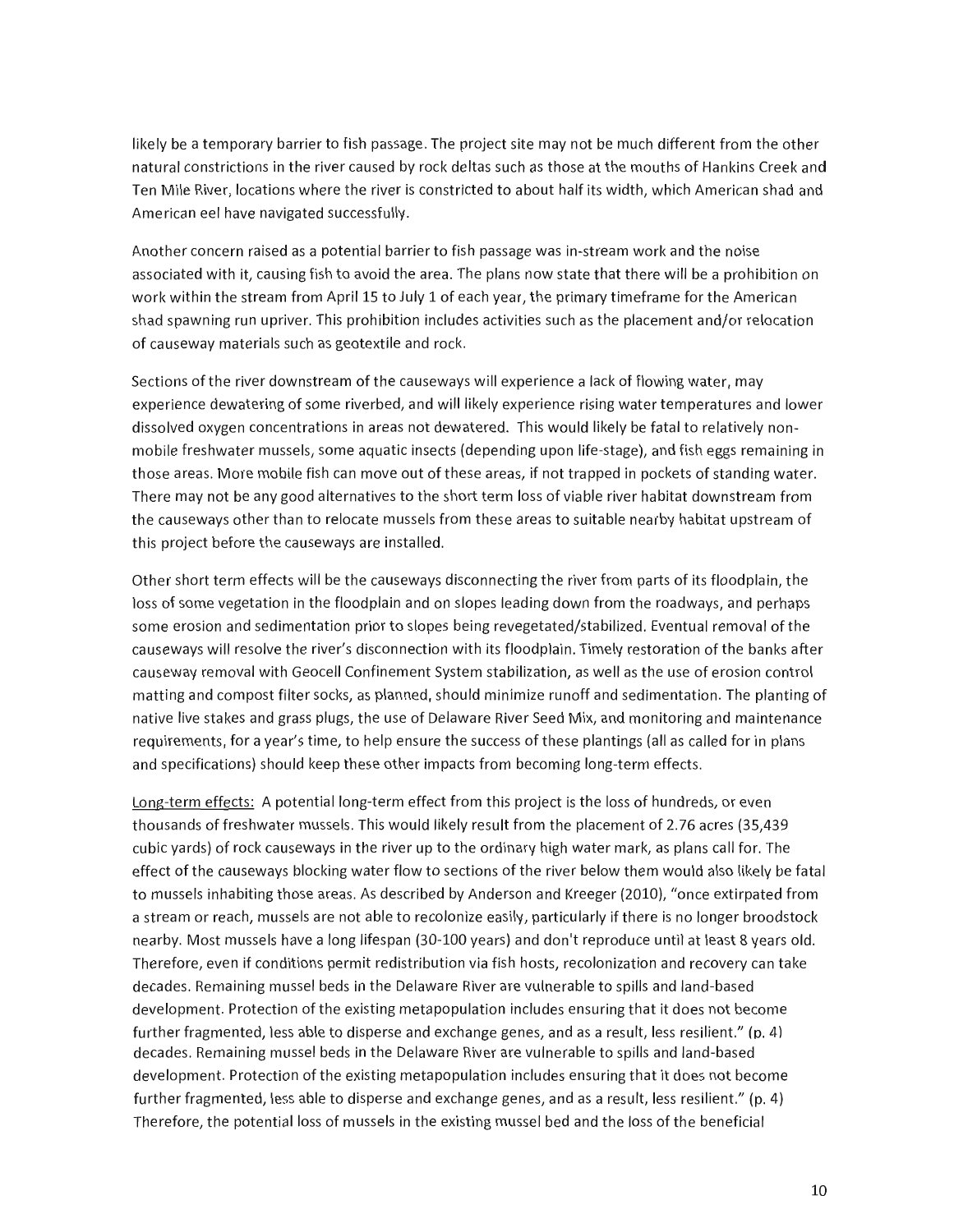likely be a temporary barrier to fish passage. The project site may not be much different from the other natural constrictions in the river caused by rock deltas such as those at the mouths of Hankins Creek and Ten Mile River, locations where the river is constricted to about half its width, which American shad and American eel have navigated successfully.

Another concern raised as a potential barrier to fish passage was in-stream work and the noise associated with it, causing fish to avoid the area. The plans now state that there will be a prohibition on work within the stream from April 15 to July 1 of each year, the primary timeframe for the American shad spawning run upriver. This prohibition includes activities such as the placement and/or relocation of causeway materials such as geotextile and rock.

Sections of the river downstream of the causeways will experience a lack of flowing water, may experience dewatering of some riverbed, and will likely experience rising water temperatures and lower dissolved oxygen concentrations in areas not dewatered. This would likely be fatal to relatively non-mobile freshwater mussels, some aquatic insects (depending upon life-stage), and fish eggs remaining in those areas. More mobile fish can move out of these areas, if not trapped in pockets of standing water. There may not be any good alternatives to the short term loss of viable river habitat downstream from the causeways other than to relocate mussels from these areas to suitable nearby habitat upstream of this project before the causeways are installed.

Other short term effects will be the causeways disconnecting the river from parts of its floodplain, the loss of some vegetation in the floodplain and on slopes leading down from the roadways, and perhaps some erosion and sedimentation prior to slopes being revegetated/stabilized. Eventual removal of the causeways will resolve the river's disconnection with its floodplain. Timely restoration of the banks after causeway removal with Geocell Confinement System stabilization, as well as the use of erosion control matting and compost filter socks, as planned, should minimize runoff and sedimentation. The planting of native live stakes and grass plugs, the use of Delaware River Seed Mix, and monitoring and maintenance requirements, for a year's time, to help ensure the success of these plantings (all as called for in plans and specifications) should keep these other impacts from becoming long-term effects.

Long-term effects: A potential long-term effect from this project is the loss of hundreds, or even thousands of freshwater mussels. This would likely result from the placement of 2.76 acres (35,439 cubic yards) of rock causeways in the river up to the ordinary high water mark, as plans call for. The effect of the causeways blocking water flow to sections of the river below them would also likely be fatal to mussels inhabiting those areas. As described by Anderson and Kreeger (2010), "once extirpated from a stream or reach, mussels are not able to recolonize easily, particularly if there is no longer broodstock nearby. Most mussels have a long lifespan (30-100 years) and don't reproduce until at least 8 years old. Therefore, even if conditions permit redistribution via fish hosts, recolonization and recovery can take decades. Remaining mussel beds in the Delaware River are vulnerable to spills and land-based development. Protection of the existing metapopulation includes ensuring that it does not become further fragmented, less able to disperse and exchange genes, and as a result, less resilient." (p. 4) decades. Remaining mussel beds in the Delaware River are vulnerable to spills and land-based development. Protection of the existing metapopulation includes ensuring that it does not become further fragmented, less able to disperse and exchange genes, and as a result, less resilient." (p. 4) Therefore, the potential loss of mussels in the existing mussel bed and the loss of the beneficial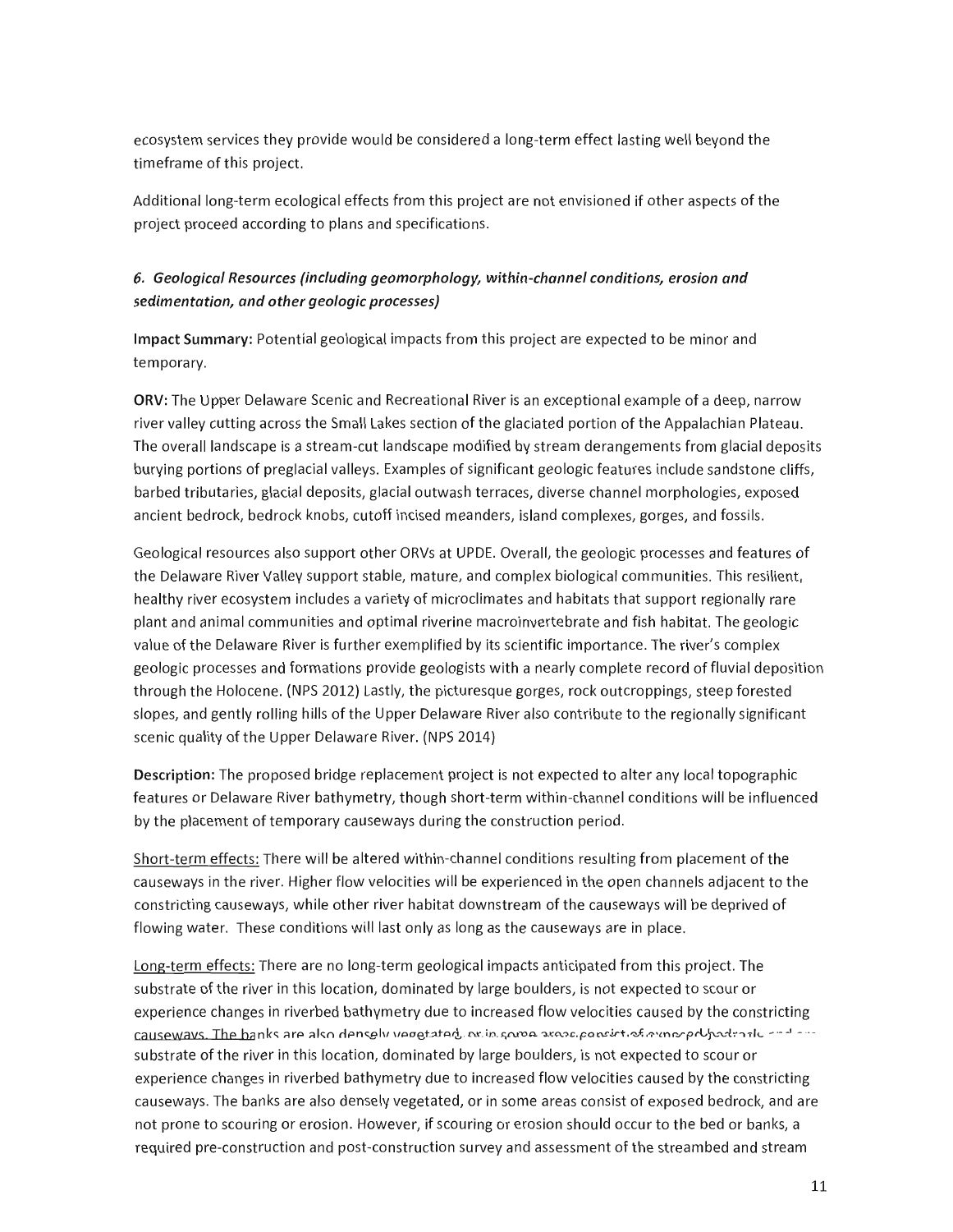ecosystem services they provide would be considered a long-term effect lasting well beyond the timeframe of this project.

Additional long-term ecological effects from this project are not envisioned if other aspects of the project proceed according to plans and specifications.

### *6. Geological Resources (including geomorphology, within-channel conditions, erosion and sedimentation, and other geologic processes)*

**Impact Summary:** Potential geological impacts from this project are expected to be minor and temporary.

**ORV:** The Upper Delaware Scenic and Recreational River is an exceptional example of a deep, narrow river valley cutting across the Small Lakes section of the glaciated portion of the Appalachian Plateau. The overall landscape is a stream-cut landscape modified by stream derangements from glacial deposits burying portions of preglacial valleys. Examples of significant geologic features include sandstone cliffs, barbed tributaries, glacial deposits, glacial outwash terraces, diverse channel morphologies, exposed ancient bedrock, bedrock knobs, cutoff incised meanders, island complexes, gorges, and fossils.

Geological resources also support other ORVs at UPDE. Overall, the geologic processes and features of the Delaware River Valley support stable, mature, and complex biological communities. This resilient, healthy river ecosystem includes a variety of microclimates and habitats that support regionally rare plant and animal communities and optimal riverine macroinvertebrate and fish habitat. The geologic value of the Delaware River is further exemplified by its scientific importance. The river's complex geologic processes and formations provide geologists with a nearly complete record of fluvial deposition through the Holocene. (NPS 2012) Lastly, the picturesque gorges, rock outcroppings, steep forested slopes, and gently rolling hills of the Upper Delaware River also contribute to the regionally significant scenic quality of the Upper Delaware River. (NPS 2014)

**Description:** The proposed bridge replacement project is not expected to alter any local topographic features or Delaware River bathymetry, though short-term within-channel conditions will be influenced by the placement of temporary causeways during the construction period.

Short-term effects: There will be altered within-channel conditions resulting from placement of the causeways in the river. Higher flow velocities will be experienced in the open channels adjacent to the constricting causeways, while other river habitat downstream of the causeways will be deprived of flowing water. These conditions will last only as long as the causeways are in place.

Long-term effects: There are no long-term geological impacts anticipated from this project. The substrate of the river in this location, dominated by large boulders, is not expected to scour or experience changes in riverbed bathymetry due to increased flow velocities caused by the constricting causeways. The banks are also densely vegetated, or in some areas consist of exposed bedrock and are substrate of the river in this location, dominated by large boulders, is not expected to scour or experience changes in riverbed bathymetry due to increased flow velocities caused by the constricting causeways. The banks are also densely vegetated, or in some areas consist of exposed bedrock, and are not prone to scouring or erosion. However, if scouring or erosion should occur to the bed or banks, a required pre-construction and post-construction survey and assessment of the streambed and stream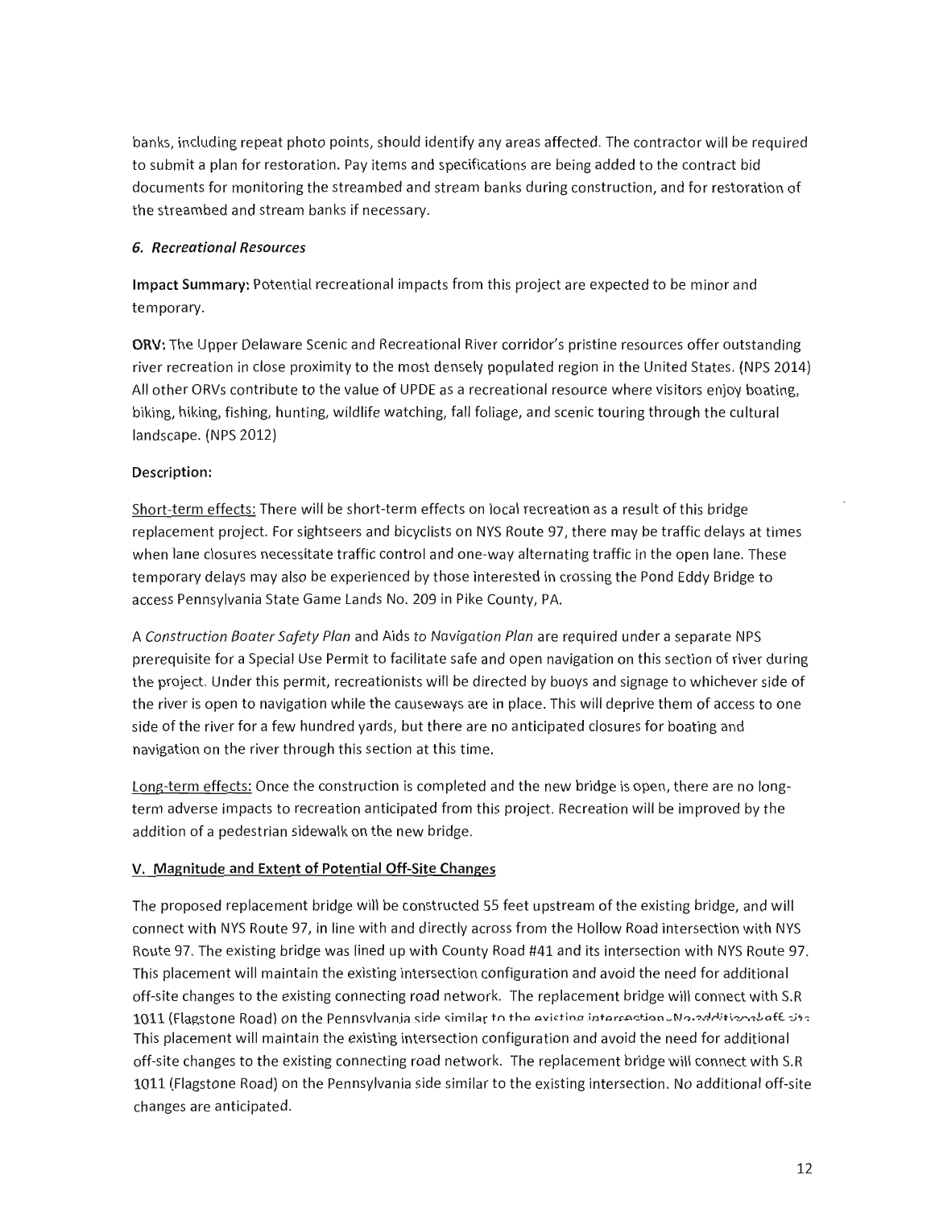banks, including repeat photo points, should identify any areas affected. The contractor will be required to submit a plan for restoration. Pay items and specifications are being added to the contract bid documents for monitoring the streambed and stream banks during construction, and for restoration of the streambed and stream banks if necessary.

### *6. Recreational Resources*

**Impact Summary:** Potential recreational impacts from this project are expected to be minor and temporary.

**ORV:** The Upper Delaware Scenic and Recreational River corridor's pristine resources offer outstanding river recreation in close proximity to the most densely populated region in the United States. (NPS 2014) All other ORVs contribute to the value of UPDE as a recreational resource where visitors enjoy boating, biking, hiking, fishing, hunting, wildlife watching, fall foliage, and scenic touring through the cultural landscape. (NPS 2012)

**Description:**

Short-term effects: There will be short-term effects on local recreation as a result of this bridge replacement project. For sightseers and bicyclists on NYS Route 97, there may be traffic delays at times when lane closures necessitate traffic control and one-way alternating traffic in the open lane. These temporary delays may also be experienced by those interested in crossing the Pond Eddy Bridge to access Pennsylvania State Game Lands No. 209 in Pike County, PA.

A *Construction Boater Safety Plan* and Aids *to Navigation Plan* are required under a separate NPS prerequisite for a Special Use Permit to facilitate safe and open navigation on this section of river during the project. Under this permit, recreationists will be directed by buoys and signage to whichever side of the river is open to navigation while the causeways are in place. This will deprive them of access to one side of the river for a few hundred yards, but there are no anticipated closures for boating and navigation on the river through this section at this time.

Long-term effects: Once the construction is completed and the new bridge is open, there are no long-term adverse impacts to recreation anticipated from this project. Recreation will be improved by the addition of a pedestrian sidewalk on the new bridge.

## V. Magnitude and Extent of Potential Off-Site Changes

The proposed replacement bridge will be constructed 55 feet upstream of the existing bridge, and will connect with NYS Route 97, in line with and directly across from the Hollow Road intersection with NYS Route 97. The existing bridge was lined up with County Road #41 and its intersection with NYS Route 97. This placement will maintain the existing intersection configuration and avoid the need for additional off-site changes to the existing connecting road network. The replacement bridge will connect with S.R 1011 (Flagstone Road) on the Pennsylvania side similar to the existing intersection. No additional off-site This placement will maintain the existing intersection configuration and avoid the need for additional off-site changes to the existing connecting road network. The replacement bridge will connect with S.R 1011 (Flagstone Road) on the Pennsylvania side similar to the existing intersection. No additional off-site changes are anticipated.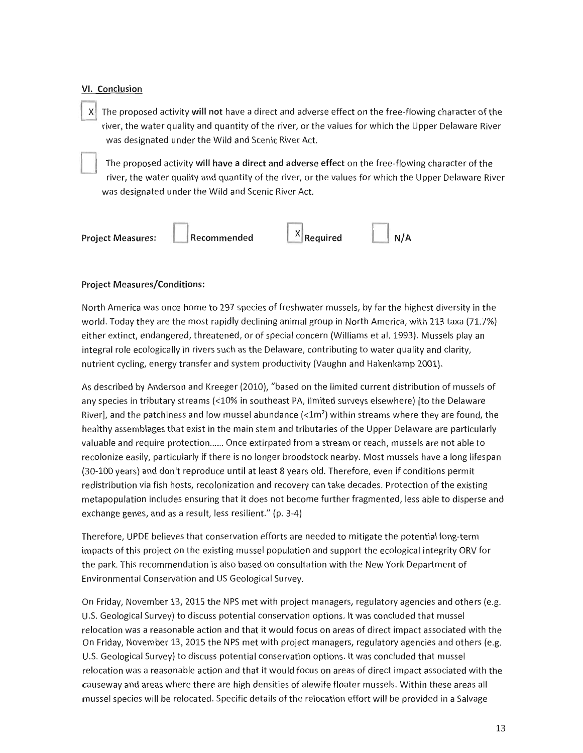## VI. Conclusion

[X] The proposed activity **will not** have a direct and adverse effect on the free-flowing character of the river, the water quality and quantity of the river, or the values for which the Upper Delaware River was designated under the Wild and Scenic River Act.

[ ] The proposed activity **will have a direct and adverse effect** on the free-flowing character of the river, the water quality and quantity of the river, or the values for which the Upper Delaware River was designated under the Wild and Scenic River Act.

**Project Measures:** [ ] **Recommended** [X] **Required** [ ] **N/A**

**Project Measures/Conditions:**

North America was once home to 297 species of freshwater mussels, by far the highest diversity in the world. Today they are the most rapidly declining animal group in North America, with 213 taxa (71.7%) either extinct, endangered, threatened, or of special concern (Williams et al. 1993). Mussels play an integral role ecologically in rivers such as the Delaware, contributing to water quality and clarity, nutrient cycling, energy transfer and system productivity (Vaughn and Hakenkamp 2001).

As described by Anderson and Kreeger (2010), "based on the limited current distribution of mussels of any species in tributary streams (<10% in southeast PA, limited surveys elsewhere) [to the Delaware River], and the patchiness and low mussel abundance (<1m$^2$) within streams where they are found, the healthy assemblages that exist in the main stem and tributaries of the Upper Delaware are particularly valuable and require protection...... Once extirpated from a stream or reach, mussels are not able to recolonize easily, particularly if there is no longer broodstock nearby. Most mussels have a long lifespan (30-100 years) and don't reproduce until at least 8 years old. Therefore, even if conditions permit redistribution via fish hosts, recolonization and recovery can take decades. Protection of the existing metapopulation includes ensuring that it does not become further fragmented, less able to disperse and exchange genes, and as a result, less resilient." (p. 3-4)

Therefore, UPDE believes that conservation efforts are needed to mitigate the potential long-term impacts of this project on the existing mussel population and support the ecological integrity ORV for the park. This recommendation is also based on consultation with the New York Department of Environmental Conservation and US Geological Survey.

On Friday, November 13, 2015 the NPS met with project managers, regulatory agencies and others (e.g. U.S. Geological Survey) to discuss potential conservation options. It was concluded that mussel relocation was a reasonable action and that it would focus on areas of direct impact associated with the On Friday, November 13, 2015 the NPS met with project managers, regulatory agencies and others (e.g. U.S. Geological Survey) to discuss potential conservation options. It was concluded that mussel relocation was a reasonable action and that it would focus on areas of direct impact associated with the causeway and areas where there are high densities of alewife floater mussels. Within these areas all mussel species will be relocated. Specific details of the relocation effort will be provided in a Salvage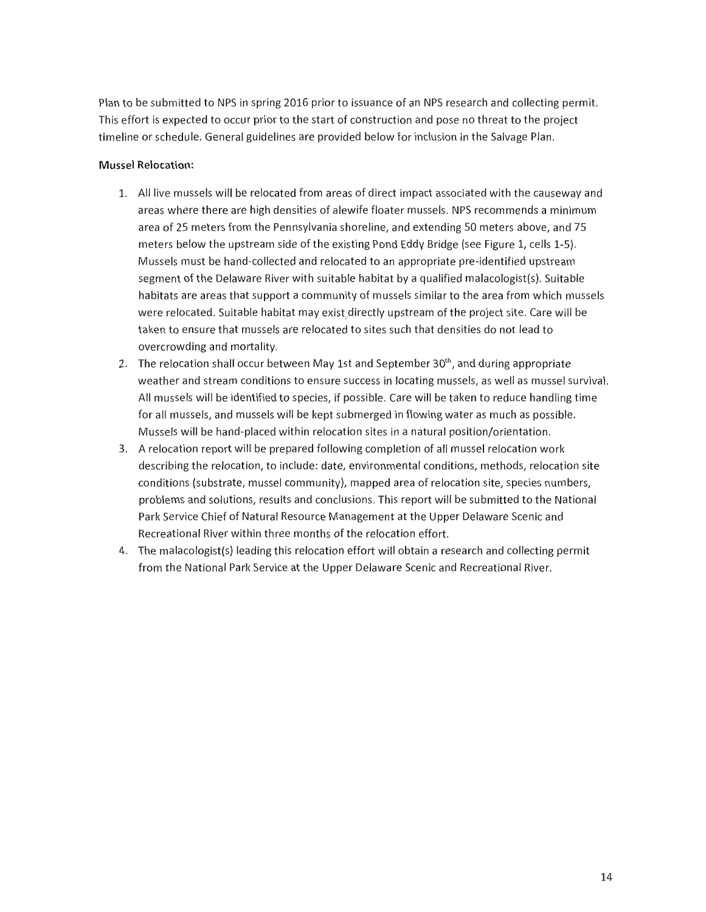Plan to be submitted to NPS in spring 2016 prior to issuance of an NPS research and collecting permit. This effort is expected to occur prior to the start of construction and pose no threat to the project timeline or schedule. General guidelines are provided below for inclusion in the Salvage Plan.

**Mussel Relocation:**

1. All live mussels will be relocated from areas of direct impact associated with the causeway and areas where there are high densities of alewife floater mussels. NPS recommends a minimum area of 25 meters from the Pennsylvania shoreline, and extending 50 meters above, and 75 meters below the upstream side of the existing Pond Eddy Bridge (see Figure 1, cells 1-5). Mussels must be hand-collected and relocated to an appropriate pre-identified upstream segment of the Delaware River with suitable habitat by a qualified malacologist(s). Suitable habitats are areas that support a community of mussels similar to the area from which mussels were relocated. Suitable habitat may exist directly upstream of the project site. Care will be taken to ensure that mussels are relocated to sites such that densities do not lead to overcrowding and mortality.
2. The relocation shall occur between May 1st and September 30th, and during appropriate weather and stream conditions to ensure success in locating mussels, as well as mussel survival. All mussels will be identified to species, if possible. Care will be taken to reduce handling time for all mussels, and mussels will be kept submerged in flowing water as much as possible. Mussels will be hand-placed within relocation sites in a natural position/orientation.
3. A relocation report will be prepared following completion of all mussel relocation work describing the relocation, to include: date, environmental conditions, methods, relocation site conditions (substrate, mussel community), mapped area of relocation site, species numbers, problems and solutions, results and conclusions. This report will be submitted to the National Park Service Chief of Natural Resource Management at the Upper Delaware Scenic and Recreational River within three months of the relocation effort.
4. The malacologist(s) leading this relocation effort will obtain a research and collecting permit from the National Park Service at the Upper Delaware Scenic and Recreational River.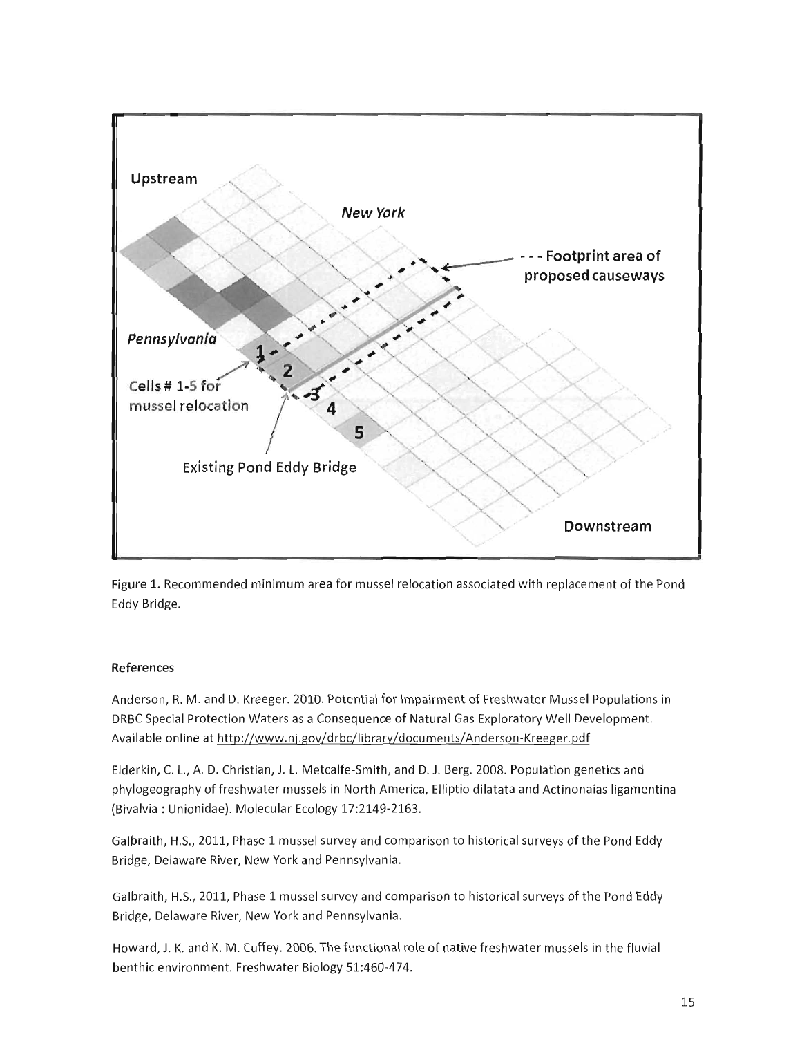Figure 1. Recommended minimum area for mussel relocation associated with replacement of the Pond Eddy Bridge.

### References

Anderson, R. M. and D. Kreeger. 2010. Potential for Impairment of Freshwater Mussel Populations in DRBC Special Protection Waters as a Consequence of Natural Gas Exploratory Well Development. Available online at http://www.nj.gov/drbc/library/documents/Anderson-Kreeger.pdf

Elderkin, C. L., A. D. Christian, J. L. Metcalfe-Smith, and D. J. Berg. 2008. Population genetics and phylogeography of freshwater mussels in North America, Elliptio dilatata and Actinonaias ligamentina (Bivalvia : Unionidae). Molecular Ecology 17:2149-2163.

Galbraith, H.S., 2011, Phase 1 mussel survey and comparison to historical surveys of the Pond Eddy Bridge, Delaware River, New York and Pennsylvania.

Galbraith, H.S., 2011, Phase 1 mussel survey and comparison to historical surveys of the Pond Eddy Bridge, Delaware River, New York and Pennsylvania.

Howard, J. K. and K. M. Cuffey. 2006. The functional role of native freshwater mussels in the fluvial benthic environment. Freshwater Biology 51:460-474.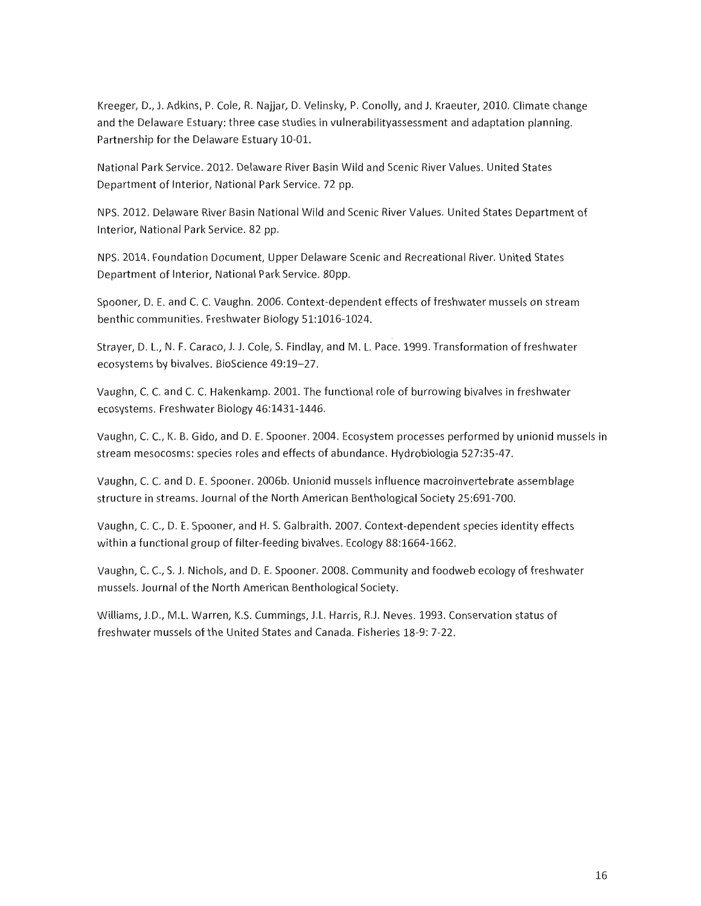Kreeger, D., J. Adkins, P. Cole, R. Najjar, D. Velinsky, P. Conolly, and J. Kraeuter, 2010. Climate change and the Delaware Estuary: three case studies in vulnerabilityassessment and adaptation planning. Partnership for the Delaware Estuary 10-01.

National Park Service. 2012. Delaware River Basin Wild and Scenic River Values. United States Department of Interior, National Park Service. 72 pp.

NPS. 2012. Delaware River Basin National Wild and Scenic River Values. United States Department of Interior, National Park Service. 82 pp.

NPS. 2014. Foundation Document, Upper Delaware Scenic and Recreational River. United States Department of Interior, National Park Service. 80pp.

Spooner, D. E. and C. C. Vaughn. 2006. Context-dependent effects of freshwater mussels on stream benthic communities. Freshwater Biology 51:1016-1024.

Strayer, D. L., N. F. Caraco, J. J. Cole, S. Findlay, and M. L. Pace. 1999. Transformation of freshwater ecosystems by bivalves. BioScience 49:19–27.

Vaughn, C. C. and C. C. Hakenkamp. 2001. The functional role of burrowing bivalves in freshwater ecosystems. Freshwater Biology 46:1431-1446.

Vaughn, C. C., K. B. Gido, and D. E. Spooner. 2004. Ecosystem processes performed by unionid mussels in stream mesocosms: species roles and effects of abundance. Hydrobiologia 527:35-47.

Vaughn, C. C. and D. E. Spooner. 2006b. Unionid mussels influence macroinvertebrate assemblage structure in streams. Journal of the North American Benthological Society 25:691-700.

Vaughn, C. C., D. E. Spooner, and H. S. Galbraith. 2007. Context-dependent species identity effects within a functional group of filter-feeding bivalves. Ecology 88:1664-1662.

Vaughn, C. C., S. J. Nichols, and D. E. Spooner. 2008. Community and foodweb ecology of freshwater mussels. Journal of the North American Benthological Society.

Williams, J.D., M.L. Warren, K.S. Cummings, J.L. Harris, R.J. Neves. 1993. Conservation status of freshwater mussels of the United States and Canada. Fisheries 18-9: 7-22.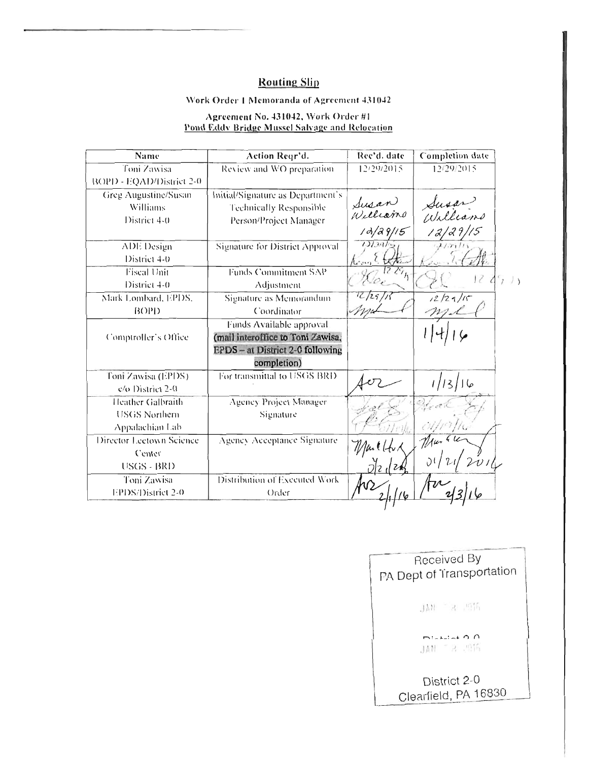## Routing Slip

**Work Order 1 Memoranda of Agreement 431042**

**Agreement No. 431042, Work Order #1**
**Pond Eddy Bridge Mussel Salvage and Relocation**

| Name | Action Reqr'd. | Rec'd. date | Completion date |
|---|---|---|---|
| Toni Zawisa BOPD - EQAD/District 2-0 | Review and WO preparation | 12/29/2015 | 12/29/2015 |
| Greg Augustine/Susan Williams District 4-0 | Initial/Signature as Department's Technically Responsible Person/Project Manager | Susan Williams 12/29/15 | Susan Williams 12/29/15 |
| ADE Design District 4-0 | Signature for District Approval | 12/29/15 | 12/29/15 |
| Fiscal Unit District 4-0 | Funds Commitment SAP Adjustment | 12/29/15 | 12/29/15 |
| Mark Lombard, EPDS, BOPD | Signature as Memorandum Coordinator | 12/29/15 | 12/29/15 |
| Comptroller's Office | Funds Available approval **(mail interoffice to Toni Zawisa, EPDS – at District 2-0 following completion)** | | 1/4/16 |
| Toni Zawisa (EPDS) c/o District 2-0 | For transmittal to USGS BRD | AZ | 1/13/16 |
| Heather Galbraith USGS Northern Appalachian Lab | Agency Project Manager Signature | 01/19/16 | 01/19/16 |
| Director Leetown Science Center USGS - BRD | Agency Acceptance Signature | 01/21/2016 | 01/21/2016 |
| Toni Zawisa EPDS/District 2-0 | Distribution of Executed Work Order | AZ 2/1/16 | AZ 2/3/16 |

Received By
PA Dept of Transportation

JAN 28 2016

District 2-0
Clearfield, PA 16830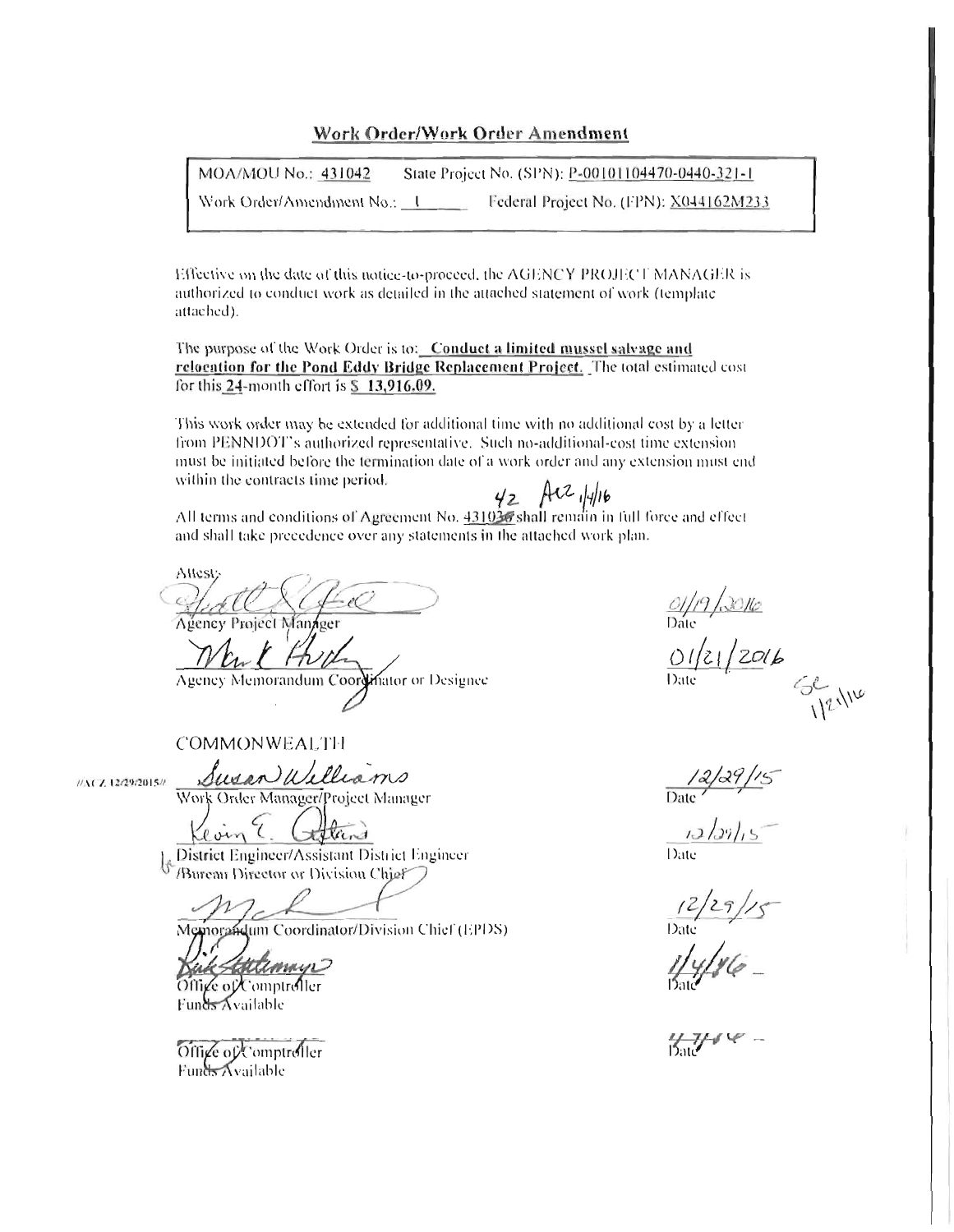## Work Order/Work Order Amendment

| MOA/MOU No.: 431042 | State Project No. (SPN): P-00101104470-0440-321-1 |
|---|---|
| Work Order/Amendment No.: 1 | Federal Project No. (FPN): X044162M233 |

Effective on the date of this notice-to-proceed, the AGENCY PROJECT MANAGER is authorized to conduct work as detailed in the attached statement of work (template attached).

The purpose of the Work Order is to: **Conduct a limited mussel salvage and relocation for the Pond Eddy Bridge Replacement Project.** The total estimated cost for this **24**-month effort is **$ 13,916.09.**

This work order may be extended for additional time with no additional cost by a letter from PENNDOT's authorized representative. Such no-additional-cost time extension must be initiated before the termination date of a work order and any extension must end within the contracts time period.

42 AKZ 1/4/16

All terms and conditions of Agreement No. 431036 shall remain in full force and effect and shall take precedence over any statements in the attached work plan.

Attest:

Agency Project Manager — Date 01/19/2016

Agency Memorandum Coordinator or Designee — Date 01/21/2016

SC 1/21/16

COMMONWEALTH

//ACZ 12/29/2015//

Susan Williams
Work Order Manager/Project Manager — Date 12/29/15

Kevin E. Gelbans
District Engineer/Assistant District Engineer /Bureau Director or Division Chief — Date 12/29/15

Memorandum Coordinator/Division Chief (EPDS) — Date 12/29/15

Office of Comptroller
Funds Available — Date 1/4/16

Office of Comptroller
Funds Available — Date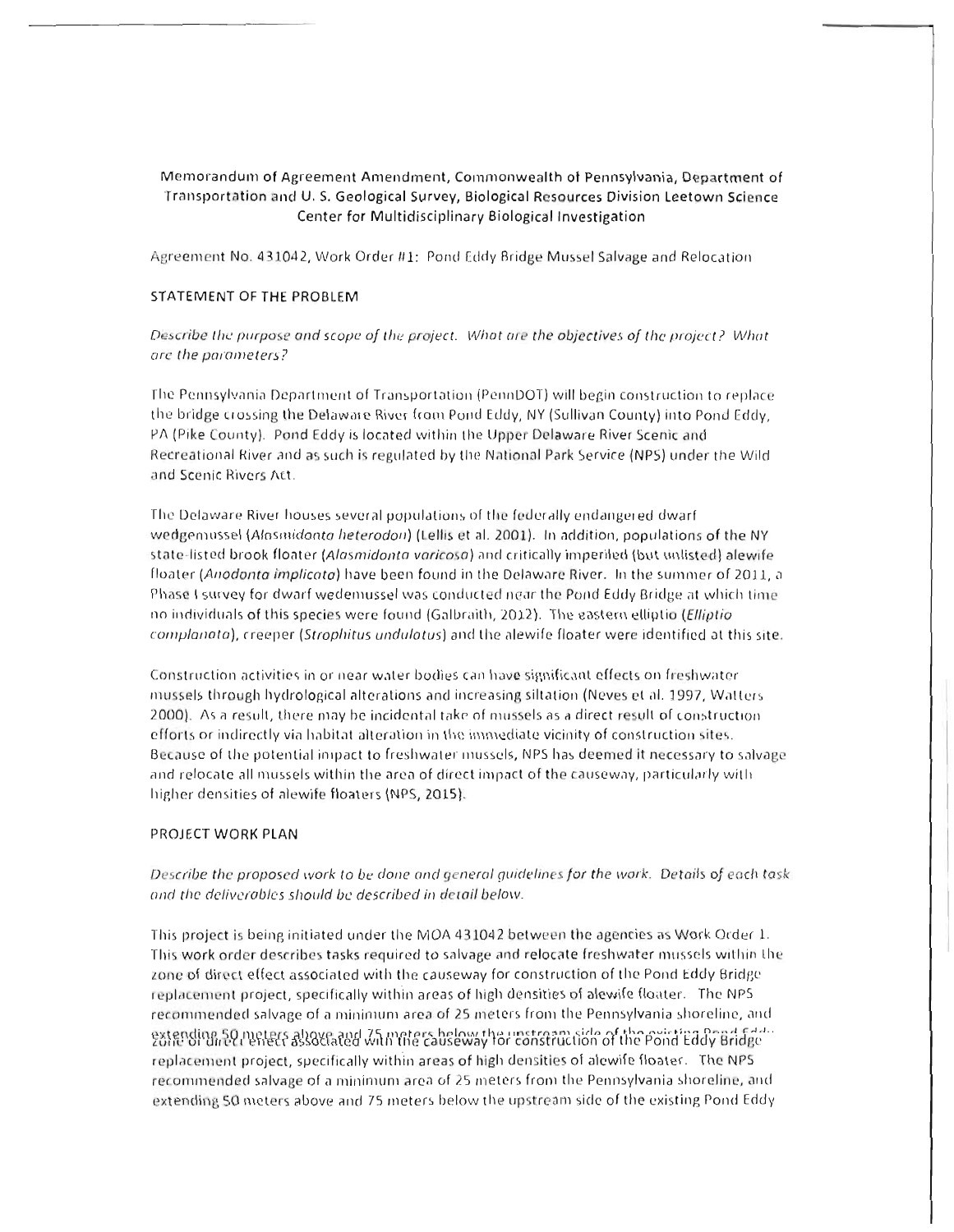Memorandum of Agreement Amendment, Commonwealth of Pennsylvania, Department of Transportation and U. S. Geological Survey, Biological Resources Division Leetown Science Center for Multidisciplinary Biological Investigation

Agreement No. 431042, Work Order #1: Pond Eddy Bridge Mussel Salvage and Relocation

## STATEMENT OF THE PROBLEM

*Describe the purpose and scope of the project. What are the objectives of the project? What are the parameters?*

The Pennsylvania Department of Transportation (PennDOT) will begin construction to replace the bridge crossing the Delaware River from Pond Eddy, NY (Sullivan County) into Pond Eddy, PA (Pike County). Pond Eddy is located within the Upper Delaware River Scenic and Recreational River and as such is regulated by the National Park Service (NPS) under the Wild and Scenic Rivers Act.

The Delaware River houses several populations of the federally endangered dwarf wedgemussel (*Alasmidonta heterodon*) (Lellis et al. 2001). In addition, populations of the NY state-listed brook floater (*Alasmidonta varicosa*) and critically imperiled (but unlisted) alewife floater (*Anodonta implicata*) have been found in the Delaware River. In the summer of 2011, a Phase I survey for dwarf wedemussel was conducted near the Pond Eddy Bridge at which time no individuals of this species were found (Galbraith, 2012). The eastern elliptio (*Elliptio complanata*), creeper (*Strophitus undulatus*) and the alewife floater were identified at this site.

Construction activities in or near water bodies can have significant effects on freshwater mussels through hydrological alterations and increasing siltation (Neves et al. 1997, Watters 2000). As a result, there may be incidental take of mussels as a direct result of construction efforts or indirectly via habitat alteration in the immediate vicinity of construction sites. Because of the potential impact to freshwater mussels, NPS has deemed it necessary to salvage and relocate all mussels within the area of direct impact of the causeway, particularly with higher densities of alewife floaters (NPS, 2015).

## PROJECT WORK PLAN

*Describe the proposed work to be done and general guidelines for the work. Details of each task and the deliverables should be described in detail below.*

This project is being initiated under the MOA 431042 between the agencies as Work Order 1. This work order describes tasks required to salvage and relocate freshwater mussels within the zone of direct effect associated with the causeway for construction of the Pond Eddy Bridge replacement project, specifically within areas of high densities of alewife floater. The NPS recommended salvage of a minimum area of 25 meters from the Pennsylvania shoreline, and extending 50 meters above and 75 meters below the upstream side of the existing Pond Eddy zone of direct effect associated with the causeway for construction of the Pond Eddy Bridge replacement project, specifically within areas of high densities of alewife floater. The NPS recommended salvage of a minimum area of 25 meters from the Pennsylvania shoreline, and extending 50 meters above and 75 meters below the upstream side of the existing Pond Eddy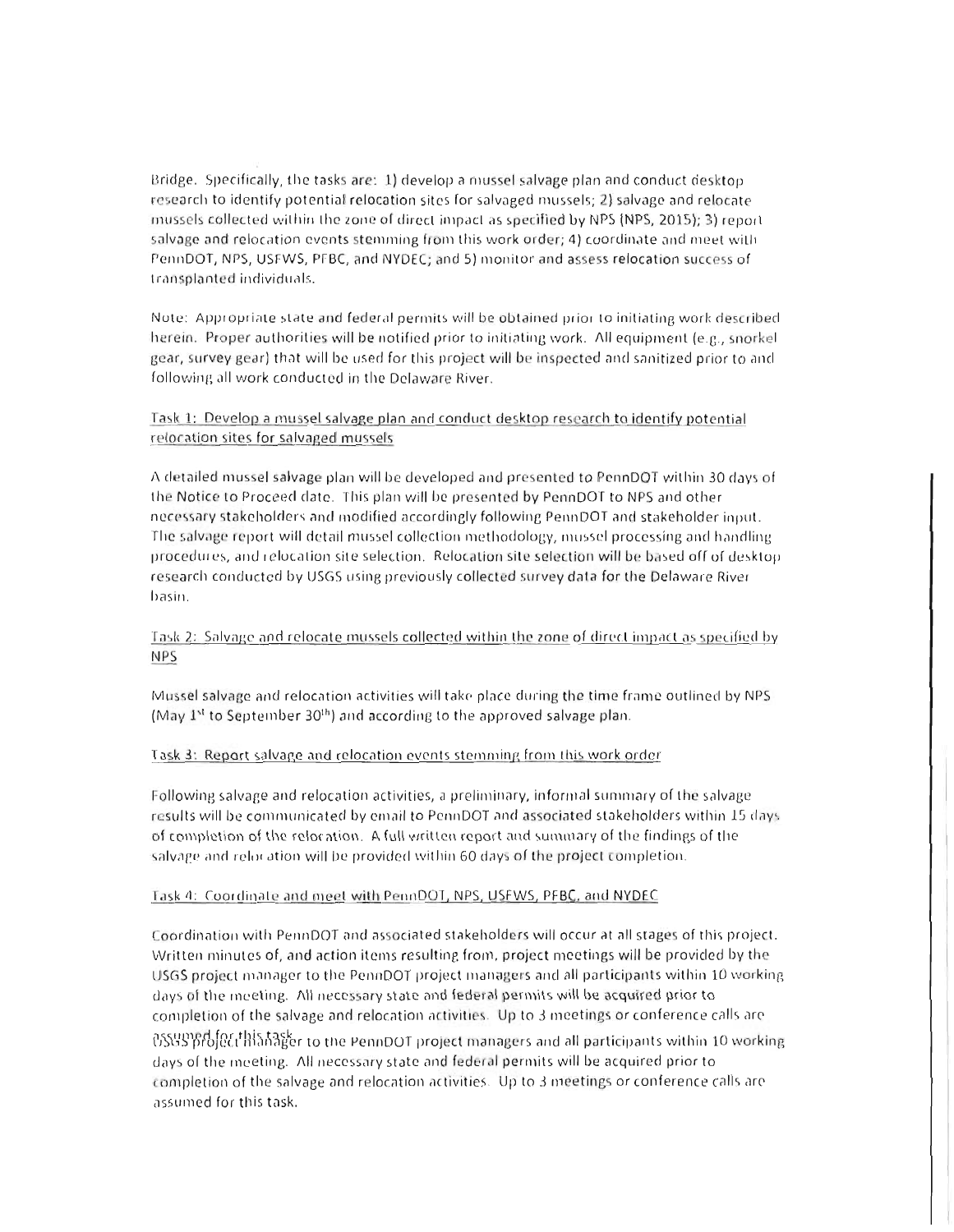Bridge. Specifically, the tasks are: 1) develop a mussel salvage plan and conduct desktop research to identify potential relocation sites for salvaged mussels; 2) salvage and relocate mussels collected within the zone of direct impact as specified by NPS (NPS, 2015); 3) report salvage and relocation events stemming from this work order; 4) coordinate and meet with PennDOT, NPS, USFWS, PFBC, and NYDEC; and 5) monitor and assess relocation success of transplanted individuals.

Note: Appropriate state and federal permits will be obtained prior to initiating work described herein. Proper authorities will be notified prior to initiating work. All equipment (e.g., snorkel gear, survey gear) that will be used for this project will be inspected and sanitized prior to and following all work conducted in the Delaware River.

### Task 1: Develop a mussel salvage plan and conduct desktop research to identify potential relocation sites for salvaged mussels

A detailed mussel salvage plan will be developed and presented to PennDOT within 30 days of the Notice to Proceed date. This plan will be presented by PennDOT to NPS and other necessary stakeholders and modified accordingly following PennDOT and stakeholder input. The salvage report will detail mussel collection methodology, mussel processing and handling procedures, and relocation site selection. Relocation site selection will be based off of desktop research conducted by USGS using previously collected survey data for the Delaware River basin.

### Task 2: Salvage and relocate mussels collected within the zone of direct impact as specified by NPS

Mussel salvage and relocation activities will take place during the time frame outlined by NPS (May 1st to September 30th) and according to the approved salvage plan.

### Task 3: Report salvage and relocation events stemming from this work order

Following salvage and relocation activities, a preliminary, informal summary of the salvage results will be communicated by email to PennDOT and associated stakeholders within 15 days of completion of the relocation. A full written report and summary of the findings of the salvage and relocation will be provided within 60 days of the project completion.

### Task 4: Coordinate and meet with PennDOT, NPS, USFWS, PFBC, and NYDEC

Coordination with PennDOT and associated stakeholders will occur at all stages of this project. Written minutes of, and action items resulting from, project meetings will be provided by the USGS project manager to the PennDOT project managers and all participants within 10 working days of the meeting. All necessary state and federal permits will be acquired prior to completion of the salvage and relocation activities. Up to 3 meetings or conference calls are assumed for this task.

USGS project manager to the PennDOT project managers and all participants within 10 working days of the meeting. All necessary state and federal permits will be acquired prior to completion of the salvage and relocation activities. Up to 3 meetings or conference calls are assumed for this task.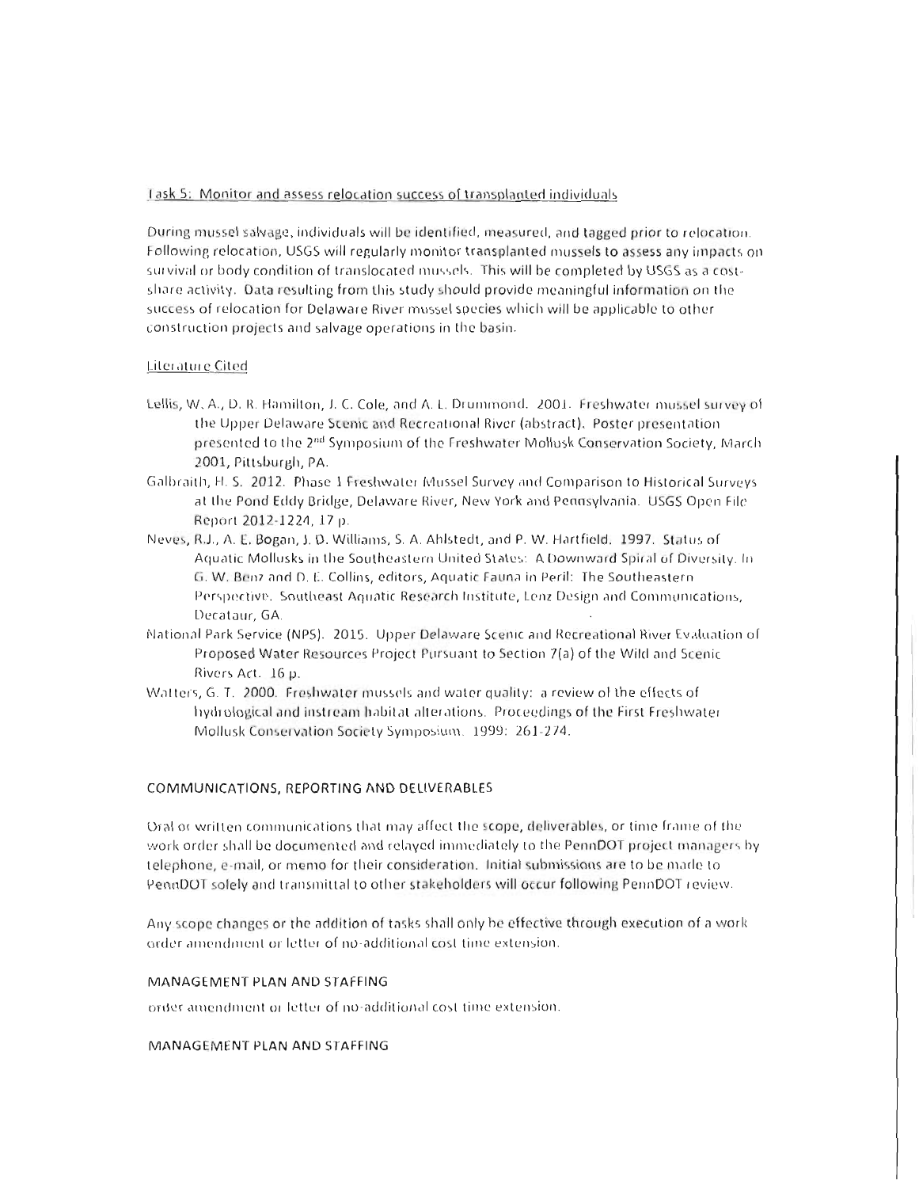Task 5: Monitor and assess relocation success of transplanted individuals

During mussel salvage, individuals will be identified, measured, and tagged prior to relocation. Following relocation, USGS will regularly monitor transplanted mussels to assess any impacts on survival or body condition of translocated mussels. This will be completed by USGS as a cost-share activity. Data resulting from this study should provide meaningful information on the success of relocation for Delaware River mussel species which will be applicable to other construction projects and salvage operations in the basin.

Literature Cited

Lellis, W. A., D. R. Hamilton, J. C. Cole, and A. L. Drummond. 2001. Freshwater mussel survey of the Upper Delaware Scenic and Recreational River (abstract). Poster presentation presented to the 2nd Symposium of the Freshwater Mollusk Conservation Society, March 2001, Pittsburgh, PA.

Galbraith, H. S. 2012. Phase 1 Freshwater Mussel Survey and Comparison to Historical Surveys at the Pond Eddy Bridge, Delaware River, New York and Pennsylvania. USGS Open File Report 2012-1224, 17 p.

Neves, R.J., A. E. Bogan, J. D. Williams, S. A. Ahlstedt, and P. W. Hartfield. 1997. Status of Aquatic Mollusks in the Southeastern United States: A Downward Spiral of Diversity. In G. W. Benz and D. E. Collins, editors, Aquatic Fauna in Peril: The Southeastern Perspective. Southeast Aquatic Research Institute, Lenz Design and Communications, Decataur, GA.

National Park Service (NPS). 2015. Upper Delaware Scenic and Recreational River Evaluation of Proposed Water Resources Project Pursuant to Section 7(a) of the Wild and Scenic Rivers Act. 16 p.

Watters, G. T. 2000. Freshwater mussels and water quality: a review of the effects of hydrological and instream habitat alterations. Proceedings of the First Freshwater Mollusk Conservation Society Symposium. 1999: 261-274.

## COMMUNICATIONS, REPORTING AND DELIVERABLES

Oral or written communications that may affect the scope, deliverables, or time frame of the work order shall be documented and relayed immediately to the PennDOT project managers by telephone, e-mail, or memo for their consideration. Initial submissions are to be made to PennDOT solely and transmittal to other stakeholders will occur following PennDOT review.

Any scope changes or the addition of tasks shall only be effective through execution of a work order amendment or letter of no-additional cost time extension.

## MANAGEMENT PLAN AND STAFFING

order amendment or letter of no-additional cost time extension.

## MANAGEMENT PLAN AND STAFFING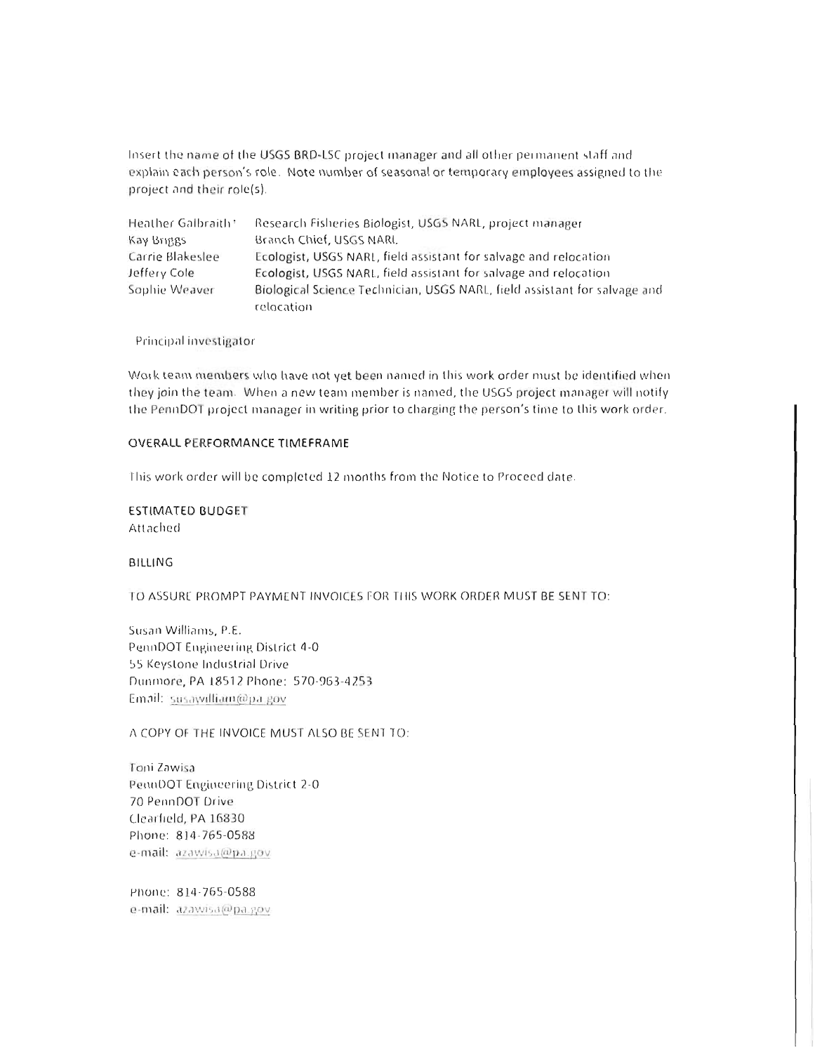Insert the name of the USGS BRD-LSC project manager and all other permanent staff and explain each person's role. Note number of seasonal or temporary employees assigned to the project and their role(s).

| | |
|---|---|
| Heather Galbraith [*] | Research Fisheries Biologist, USGS NARL, project manager |
| Kay Briggs | Branch Chief, USGS NARL |
| Carrie Blakeslee | Ecologist, USGS NARL, field assistant for salvage and relocation |
| Jeffery Cole | Ecologist, USGS NARL, field assistant for salvage and relocation |
| Sophie Weaver | Biological Science Technician, USGS NARL, field assistant for salvage and relocation |

[*] Principal investigator

Work team members who have not yet been named in this work order must be identified when they join the team. When a new team member is named, the USGS project manager will notify the PennDOT project manager in writing prior to charging the person's time to this work order.

OVERALL PERFORMANCE TIMEFRAME

This work order will be completed 12 months from the Notice to Proceed date.

ESTIMATED BUDGET
Attached

BILLING

TO ASSURE PROMPT PAYMENT INVOICES FOR THIS WORK ORDER MUST BE SENT TO:

Susan Williams, P.E.
PennDOT Engineering District 4-0
55 Keystone Industrial Drive
Dunmore, PA 18512 Phone: 570-963-4253
Email: susawilliam@pa.gov

A COPY OF THE INVOICE MUST ALSO BE SENT TO:

Toni Zawisa
PennDOT Engineering District 2-0
70 PennDOT Drive
Clearfield, PA 16830
Phone: 814-765-0588
e-mail: azawisa@pa.gov

Phone: 814-765-0588
e-mail: azawisa@pa.gov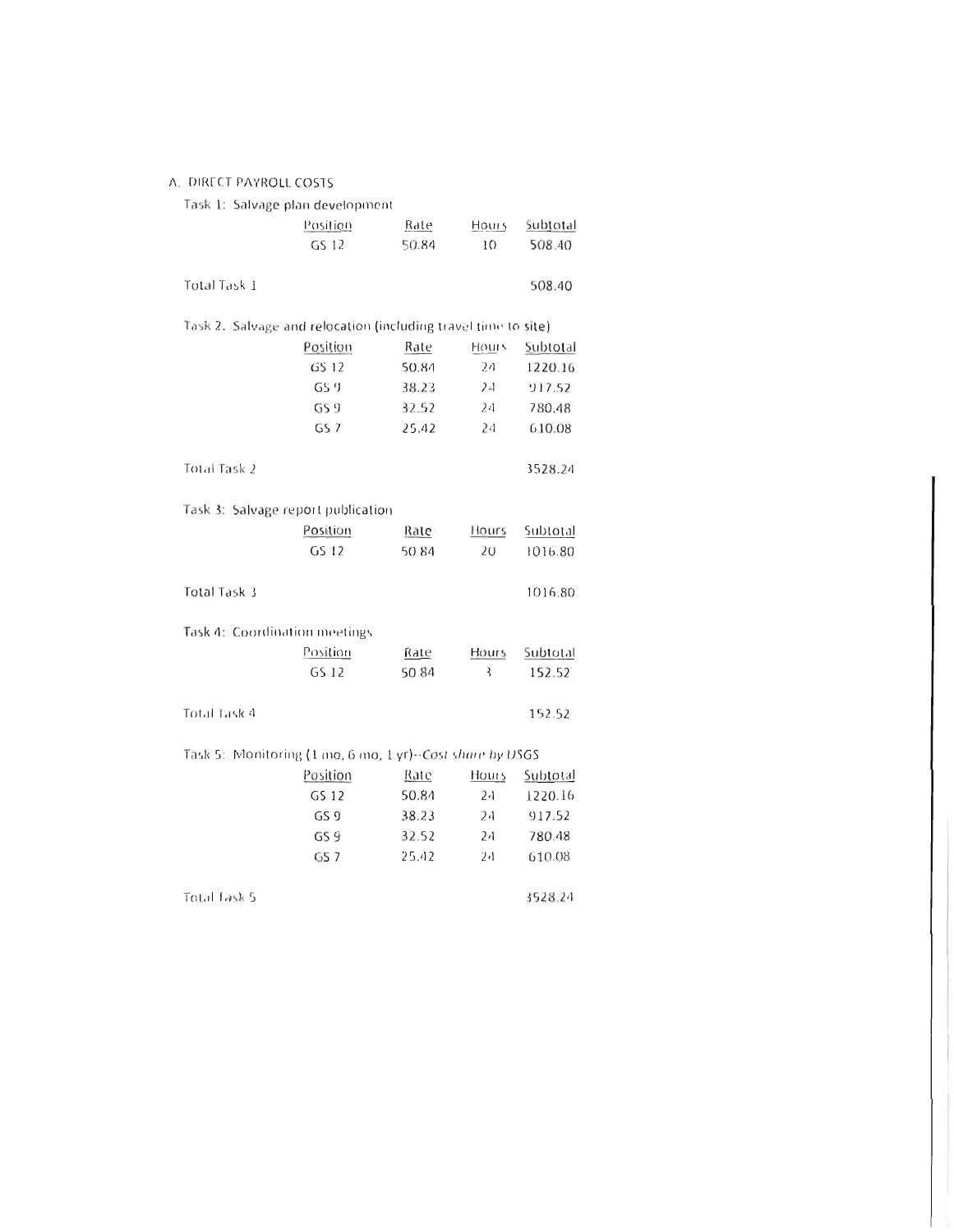A. DIRECT PAYROLL COSTS

Task 1: Salvage plan development

| Position | Rate | Hours | Subtotal |
|---|---|---|---|
| GS 12 | 50.84 | 10 | 508.40 |

Total Task 1 508.40

Task 2. Salvage and relocation (including travel time to site)

| Position | Rate | Hours | Subtotal |
|---|---|---|---|
| GS 12 | 50.84 | 24 | 1220.16 |
| GS 9 | 38.23 | 24 | 917.52 |
| GS 9 | 32.52 | 24 | 780.48 |
| GS 7 | 25.42 | 24 | 610.08 |

Total Task 2 3528.24

Task 3: Salvage report publication

| Position | Rate | Hours | Subtotal |
|---|---|---|---|
| GS 12 | 50.84 | 20 | 1016.80 |

Total Task 3 1016.80

Task 4: Coordination meetings

| Position | Rate | Hours | Subtotal |
|---|---|---|---|
| GS 12 | 50.84 | 3 | 152.52 |

Total Task 4 152.52

Task 5: Monitoring (1 mo, 6 mo, 1 yr)--*Cost share by USGS*

| Position | Rate | Hours | Subtotal |
|---|---|---|---|
| GS 12 | 50.84 | 24 | 1220.16 |
| GS 9 | 38.23 | 24 | 917.52 |
| GS 9 | 32.52 | 24 | 780.48 |
| GS 7 | 25.42 | 24 | 610.08 |

Total Task 5 3528.24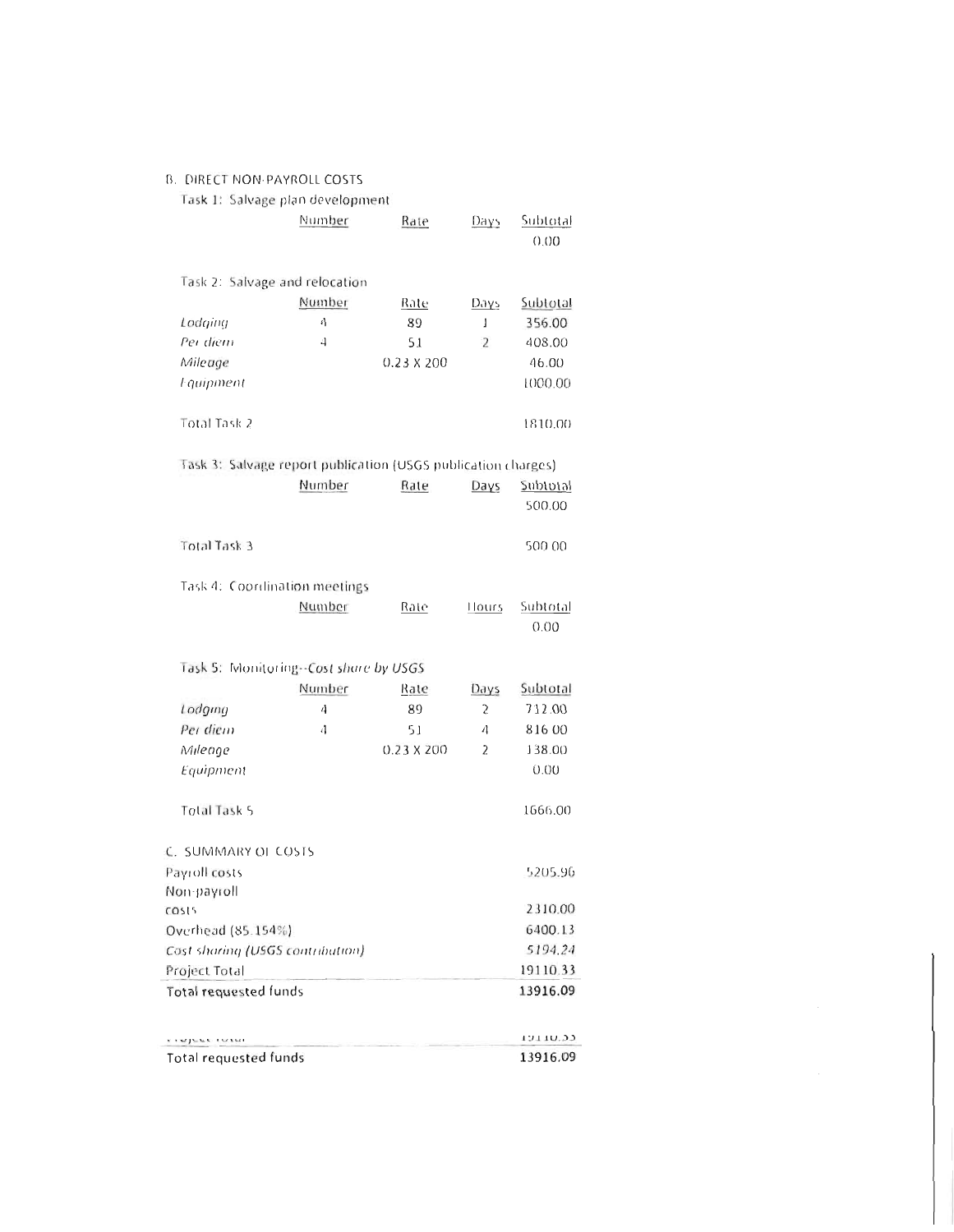B. DIRECT NON-PAYROLL COSTS

Task 1: Salvage plan development

| | Number | Rate | Days | Subtotal |
|---|---|---|---|---|
| | | | | 0.00 |

Task 2: Salvage and relocation

| | Number | Rate | Days | Subtotal |
|---|---|---|---|---|
| *Lodging* | 4 | 89 | 1 | 356.00 |
| *Per diem* | 4 | 51 | 2 | 408.00 |
| *Mileage* | | 0.23 X 200 | | 46.00 |
| *Equipment* | | | | 1000.00 |
| Total Task 2 | | | | 1810.00 |

Task 3: Salvage report publication (USGS publication charges)

| | Number | Rate | Days | Subtotal |
|---|---|---|---|---|
| | | | | 500.00 |
| Total Task 3 | | | | 500.00 |

Task 4: Coordination meetings

| | Number | Rate | Hours | Subtotal |
|---|---|---|---|---|
| | | | | 0.00 |

Task 5: Monitoring--*Cost share by USGS*

| | Number | Rate | Days | Subtotal |
|---|---|---|---|---|
| *Lodging* | 4 | 89 | 2 | 712.00 |
| *Per diem* | 4 | 51 | 4 | 816.00 |
| *Mileage* | | 0.23 X 200 | 2 | 138.00 |
| *Equipment* | | | | 0.00 |
| Total Task 5 | | | | 1666.00 |

C. SUMMARY OF COSTS

| | |
|---|---|
| Payroll costs | 5205.96 |
| Non-payroll costs | 2310.00 |
| Overhead (85.154%) | 6400.13 |
| *Cost sharing (USGS contribution)* | *5194.24* |
| Project Total | 19110.33 |
| **Total requested funds** | **13916.09** |

| | |
|---|---|
| Project Total | 19110.33 |
| Total requested funds | 13916.09 |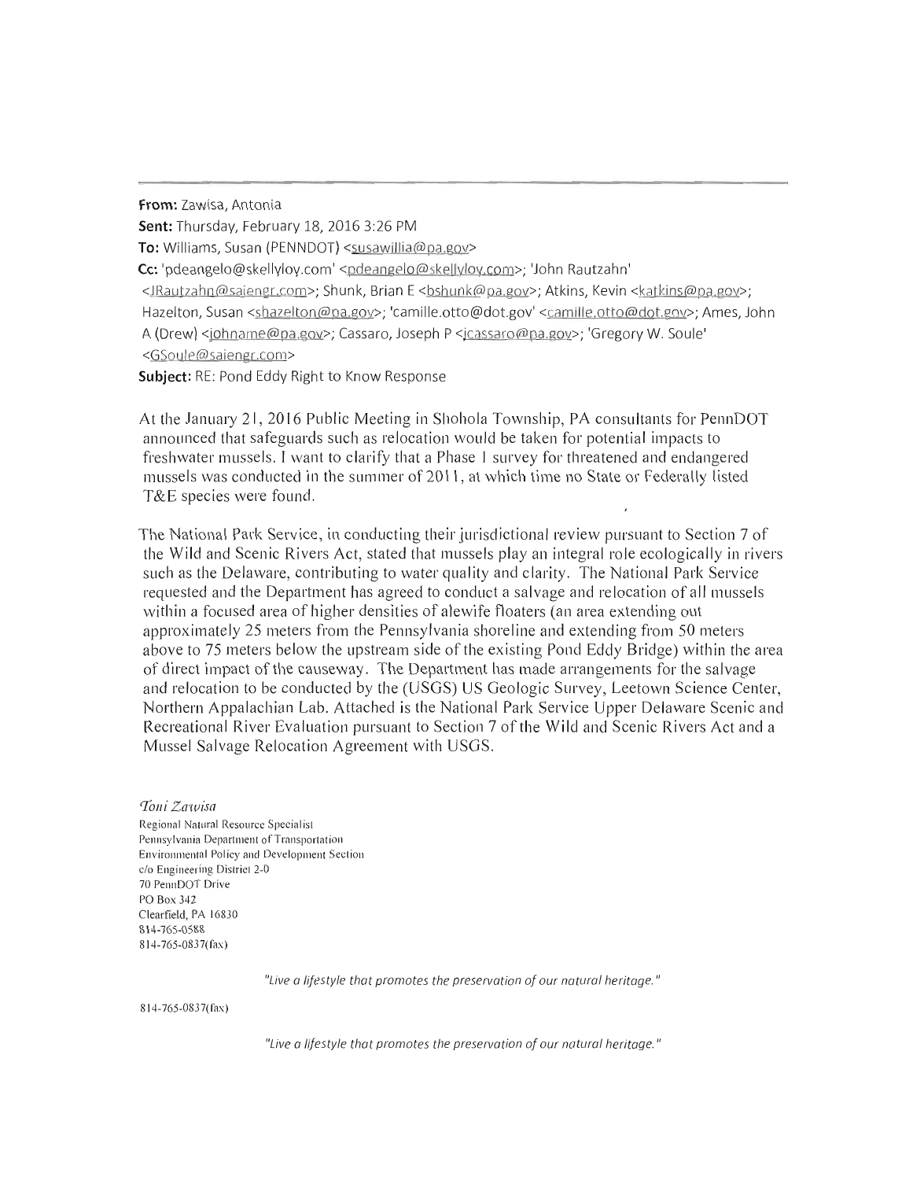**From:** Zawisa, Antonia
**Sent:** Thursday, February 18, 2016 3:26 PM
**To:** Williams, Susan (PENNDOT) <susawillia@pa.gov>
**Cc:** 'pdeangelo@skellyloy.com' <pdeangelo@skellyloy.com>; 'John Rautzahn' <JRautzahn@saiengr.com>; Shunk, Brian E <bshunk@pa.gov>; Atkins, Kevin <katkins@pa.gov>; Hazelton, Susan <shazelton@pa.gov>; 'camille.otto@dot.gov' <camille.otto@dot.gov>; Ames, John A (Drew) <johname@pa.gov>; Cassaro, Joseph P <jcassaro@pa.gov>; 'Gregory W. Soule' <GSoule@saiengr.com>
**Subject:** RE: Pond Eddy Right to Know Response

At the January 21, 2016 Public Meeting in Shohola Township, PA consultants for PennDOT announced that safeguards such as relocation would be taken for potential impacts to freshwater mussels. I want to clarify that a Phase 1 survey for threatened and endangered mussels was conducted in the summer of 2011, at which time no State or Federally listed T&E species were found.

The National Park Service, in conducting their jurisdictional review pursuant to Section 7 of the Wild and Scenic Rivers Act, stated that mussels play an integral role ecologically in rivers such as the Delaware, contributing to water quality and clarity. The National Park Service requested and the Department has agreed to conduct a salvage and relocation of all mussels within a focused area of higher densities of alewife floaters (an area extending out approximately 25 meters from the Pennsylvania shoreline and extending from 50 meters above to 75 meters below the upstream side of the existing Pond Eddy Bridge) within the area of direct impact of the causeway. The Department has made arrangements for the salvage and relocation to be conducted by the (USGS) US Geologic Survey, Leetown Science Center, Northern Appalachian Lab. Attached is the National Park Service Upper Delaware Scenic and Recreational River Evaluation pursuant to Section 7 of the Wild and Scenic Rivers Act and a Mussel Salvage Relocation Agreement with USGS.

*Toni Zawisa*
Regional Natural Resource Specialist
Pennsylvania Department of Transportation
Environmental Policy and Development Section
c/o Engineering District 2-0
70 PennDOT Drive
PO Box 342
Clearfield, PA 16830
814-765-0588
814-765-0837(fax)

*"Live a lifestyle that promotes the preservation of our natural heritage."*

814-765-0837(fax)

*"Live a lifestyle that promotes the preservation of our natural heritage."*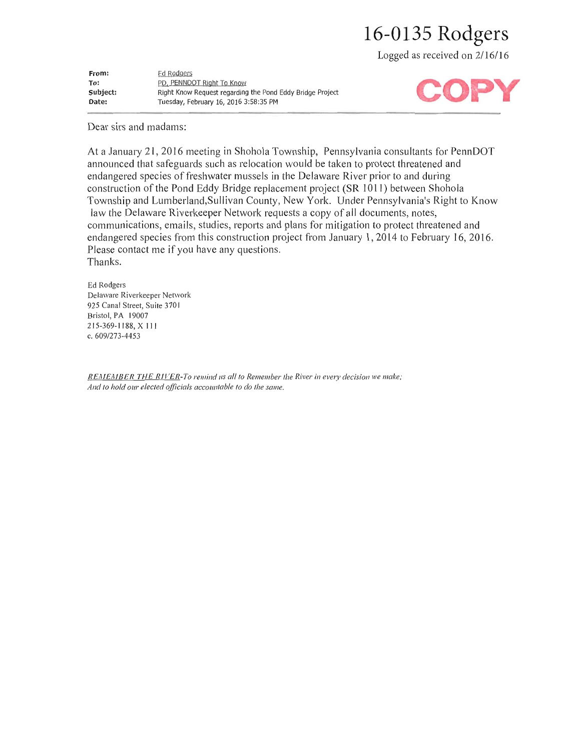# 16-0135 Rodgers

Logged as received on 2/16/16

**From:** Ed Rodgers
**To:** PD, PENNDOT Right To Know
**Subject:** Right Know Request regarding the Pond Eddy Bridge Project
**Date:** Tuesday, February 16, 2016 3:58:35 PM

COPY

Dear sirs and madams:

At a January 21, 2016 meeting in Shohola Township, Pennsylvania consultants for PennDOT announced that safeguards such as relocation would be taken to protect threatened and endangered species of freshwater mussels in the Delaware River prior to and during construction of the Pond Eddy Bridge replacement project (SR 1011) between Shohola Township and Lumberland,Sullivan County, New York. Under Pennsylvania's Right to Know law the Delaware Riverkeeper Network requests a copy of all documents, notes, communications, emails, studies, reports and plans for mitigation to protect threatened and endangered species from this construction project from January 1, 2014 to February 16, 2016. Please contact me if you have any questions.
Thanks.

Ed Rodgers
Delaware Riverkeeper Network
925 Canal Street, Suite 3701
Bristol, PA 19007
215-369-1188, X 111
c. 609/273-4453

*REMEMBER THE RIVER-To remind us all to Remember the River in every decision we make; And to hold our elected officials accountable to do the same.*